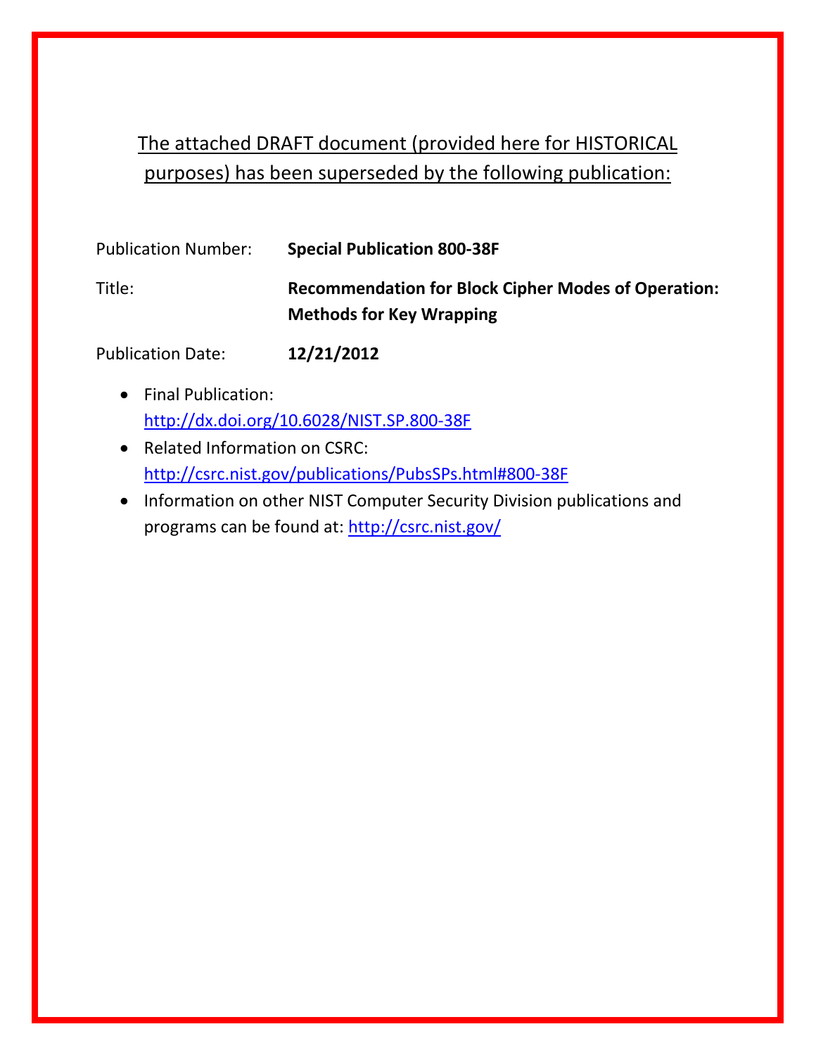The attached DRAFT document (provided here for HISTORICAL purposes) has been superseded by the following publication:

Publication Number: **Special Publication 800-38F**

Title: **Recommendation for Block Cipher Modes of Operation: Methods for Key Wrapping**

Publication Date: **12/21/2012**

- Final Publication: http://dx.doi.org/10.6028/NIST.SP.800-38F
- Related Information on CSRC: http://csrc.nist.gov/publications/PubsSPs.html#800-38F
- Information on other NIST Computer Security Division publications and programs can be found at: http://csrc.nist.gov/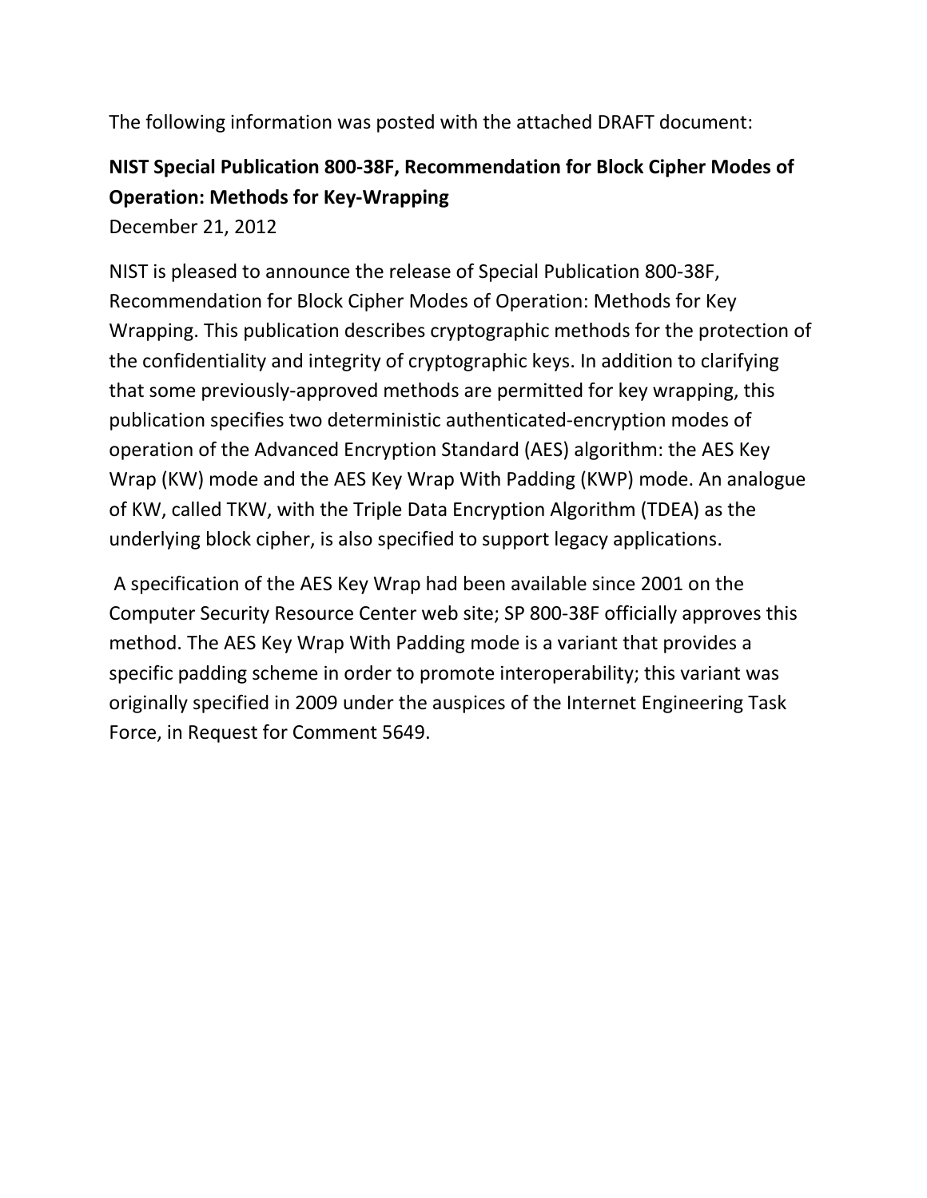The following information was posted with the attached DRAFT document:

**NIST Special Publication 800-38F, Recommendation for Block Cipher Modes of Operation: Methods for Key-Wrapping**

December 21, 2012

NIST is pleased to announce the release of Special Publication 800-38F, Recommendation for Block Cipher Modes of Operation: Methods for Key Wrapping. This publication describes cryptographic methods for the protection of the confidentiality and integrity of cryptographic keys. In addition to clarifying that some previously-approved methods are permitted for key wrapping, this publication specifies two deterministic authenticated-encryption modes of operation of the Advanced Encryption Standard (AES) algorithm: the AES Key Wrap (KW) mode and the AES Key Wrap With Padding (KWP) mode. An analogue of KW, called TKW, with the Triple Data Encryption Algorithm (TDEA) as the underlying block cipher, is also specified to support legacy applications.

A specification of the AES Key Wrap had been available since 2001 on the Computer Security Resource Center web site; SP 800-38F officially approves this method. The AES Key Wrap With Padding mode is a variant that provides a specific padding scheme in order to promote interoperability; this variant was originally specified in 2009 under the auspices of the Internet Engineering Task Force, in Request for Comment 5649.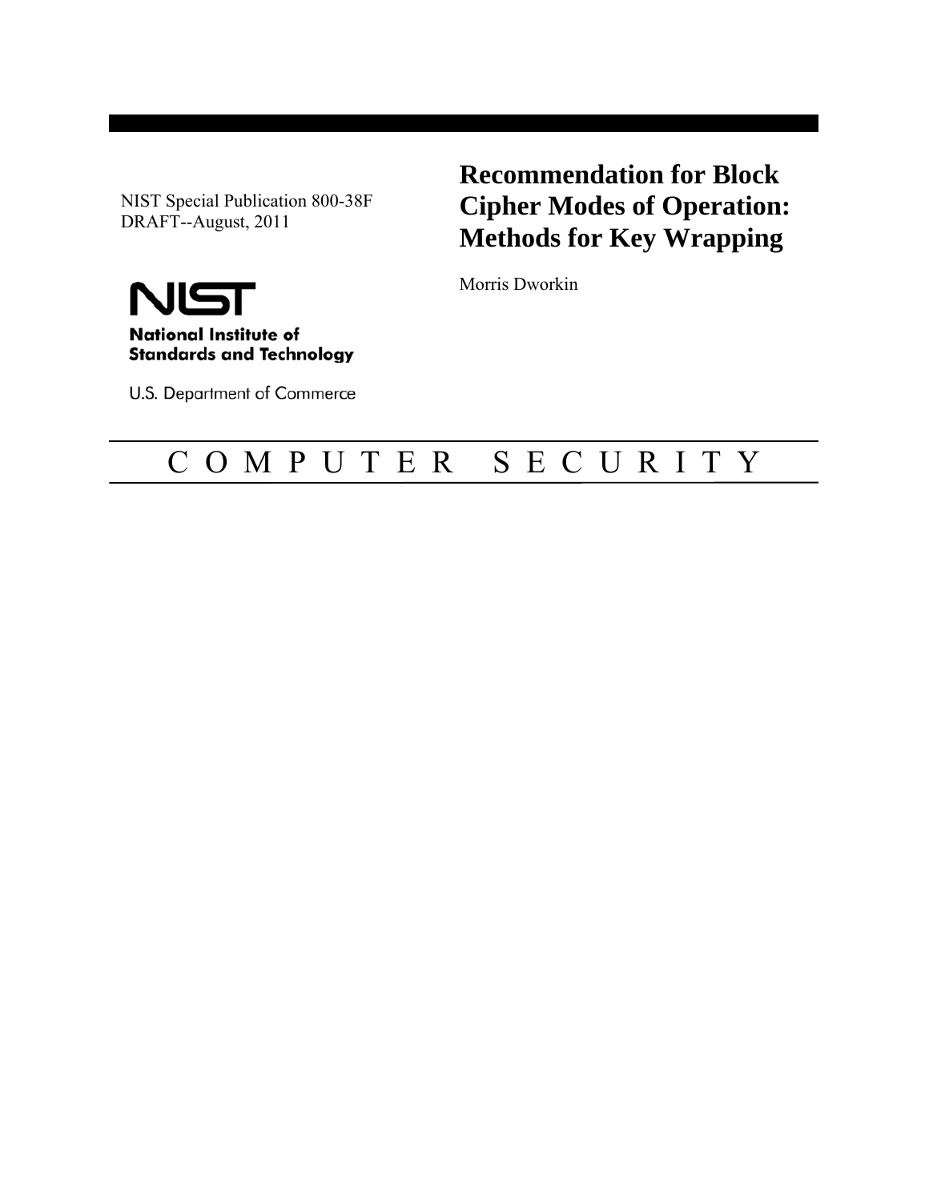NIST Special Publication 800-38F
DRAFT--August, 2011

# Recommendation for Block Cipher Modes of Operation: Methods for Key Wrapping

Morris Dworkin

**National Institute of Standards and Technology**

U.S. Department of Commerce

C O M P U T E R   S E C U R I T Y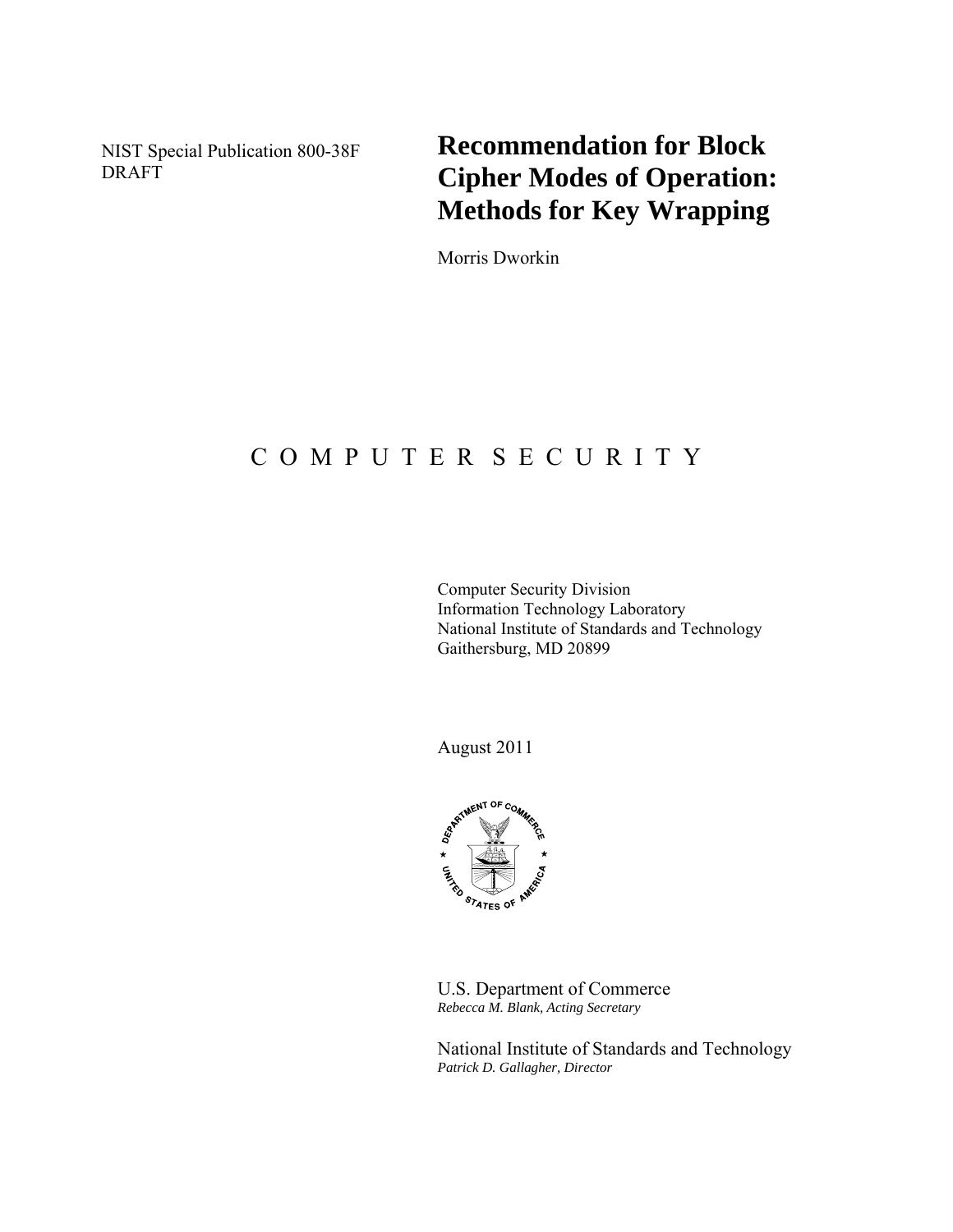NIST Special Publication 800-38F
DRAFT

# Recommendation for Block Cipher Modes of Operation: Methods for Key Wrapping

Morris Dworkin

C O M P U T E R S E C U R I T Y

Computer Security Division
Information Technology Laboratory
National Institute of Standards and Technology
Gaithersburg, MD 20899

August 2011

U.S. Department of Commerce
*Rebecca M. Blank, Acting Secretary*

National Institute of Standards and Technology
*Patrick D. Gallagher, Director*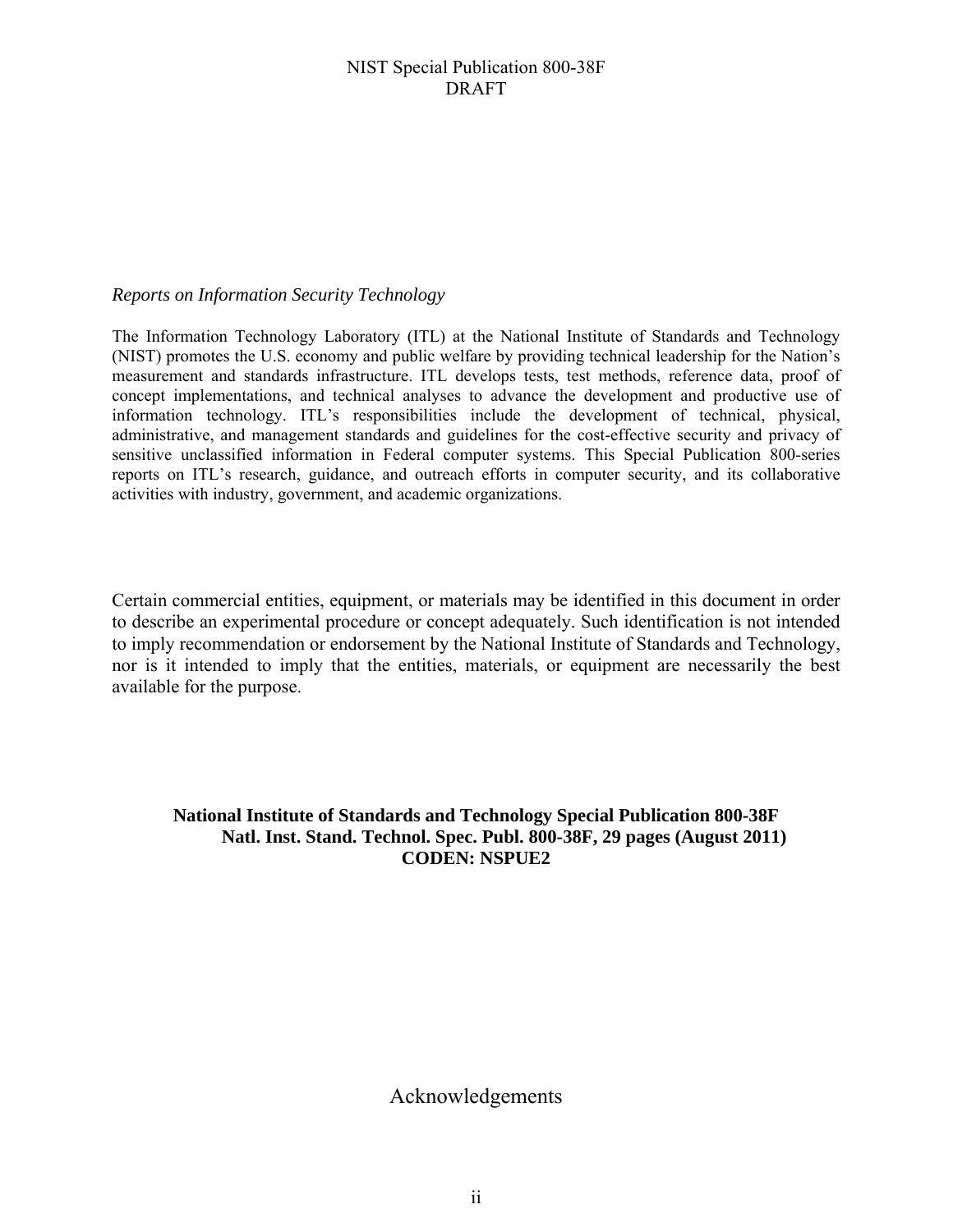*Reports on Information Security Technology*

The Information Technology Laboratory (ITL) at the National Institute of Standards and Technology (NIST) promotes the U.S. economy and public welfare by providing technical leadership for the Nation's measurement and standards infrastructure. ITL develops tests, test methods, reference data, proof of concept implementations, and technical analyses to advance the development and productive use of information technology. ITL's responsibilities include the development of technical, physical, administrative, and management standards and guidelines for the cost-effective security and privacy of sensitive unclassified information in Federal computer systems. This Special Publication 800-series reports on ITL's research, guidance, and outreach efforts in computer security, and its collaborative activities with industry, government, and academic organizations.

Certain commercial entities, equipment, or materials may be identified in this document in order to describe an experimental procedure or concept adequately. Such identification is not intended to imply recommendation or endorsement by the National Institute of Standards and Technology, nor is it intended to imply that the entities, materials, or equipment are necessarily the best available for the purpose.

**National Institute of Standards and Technology Special Publication 800-38F**
**Natl. Inst. Stand. Technol. Spec. Publ. 800-38F, 29 pages (August 2011)**
**CODEN: NSPUE2**

# Acknowledgements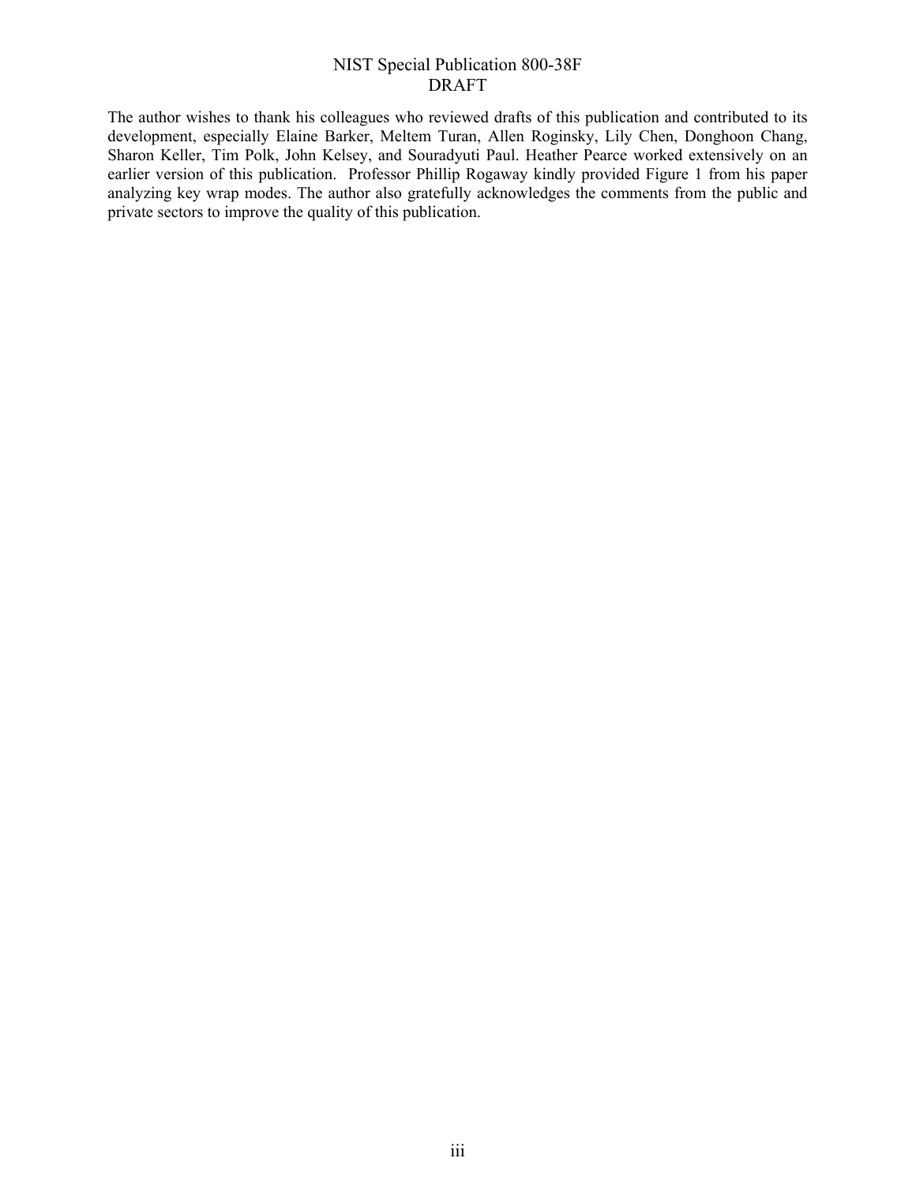The author wishes to thank his colleagues who reviewed drafts of this publication and contributed to its development, especially Elaine Barker, Meltem Turan, Allen Roginsky, Lily Chen, Donghoon Chang, Sharon Keller, Tim Polk, John Kelsey, and Souradyuti Paul. Heather Pearce worked extensively on an earlier version of this publication. Professor Phillip Rogaway kindly provided Figure 1 from his paper analyzing key wrap modes. The author also gratefully acknowledges the comments from the public and private sectors to improve the quality of this publication.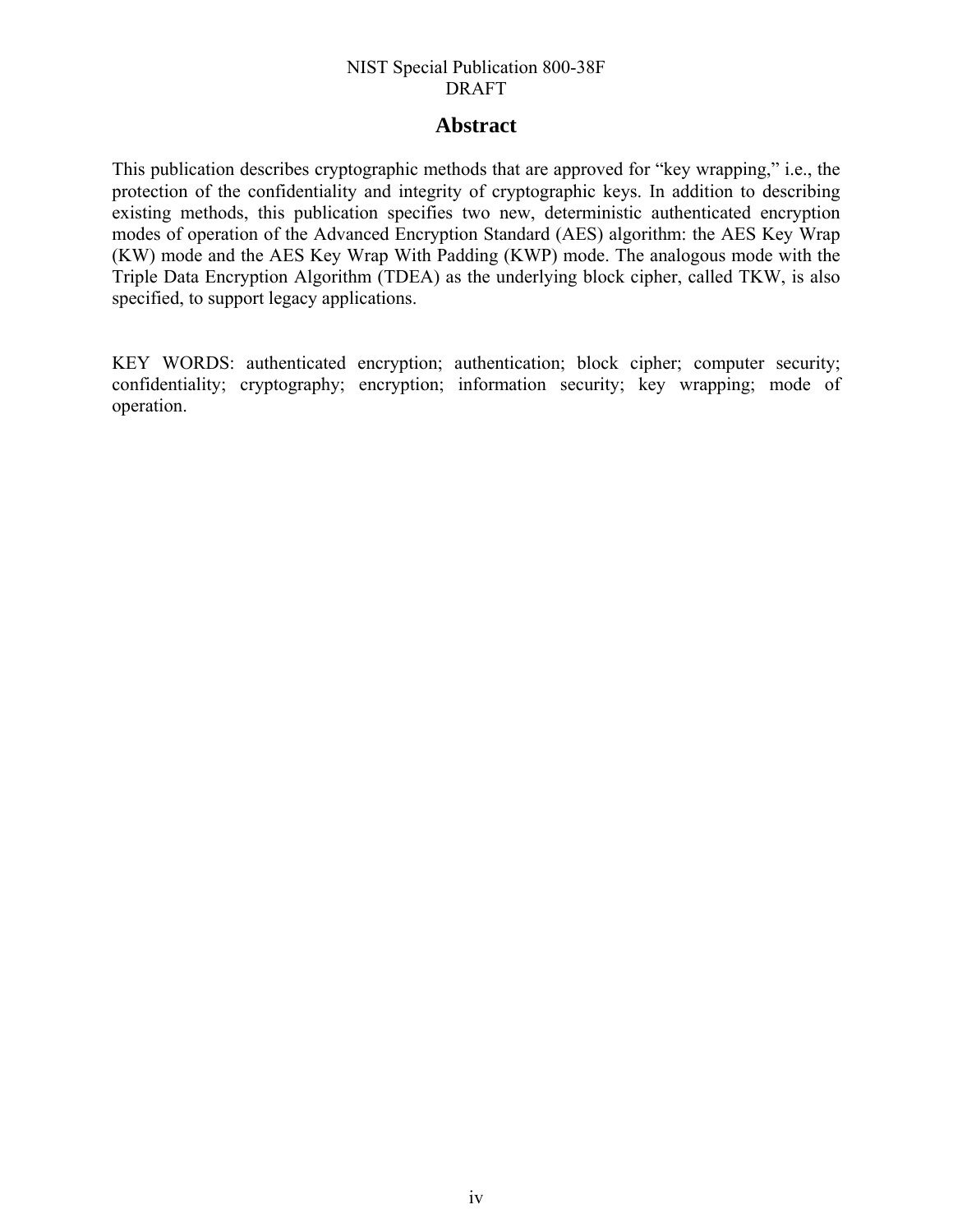# Abstract

This publication describes cryptographic methods that are approved for "key wrapping," i.e., the protection of the confidentiality and integrity of cryptographic keys. In addition to describing existing methods, this publication specifies two new, deterministic authenticated encryption modes of operation of the Advanced Encryption Standard (AES) algorithm: the AES Key Wrap (KW) mode and the AES Key Wrap With Padding (KWP) mode. The analogous mode with the Triple Data Encryption Algorithm (TDEA) as the underlying block cipher, called TKW, is also specified, to support legacy applications.

KEY WORDS: authenticated encryption; authentication; block cipher; computer security; confidentiality; cryptography; encryption; information security; key wrapping; mode of operation.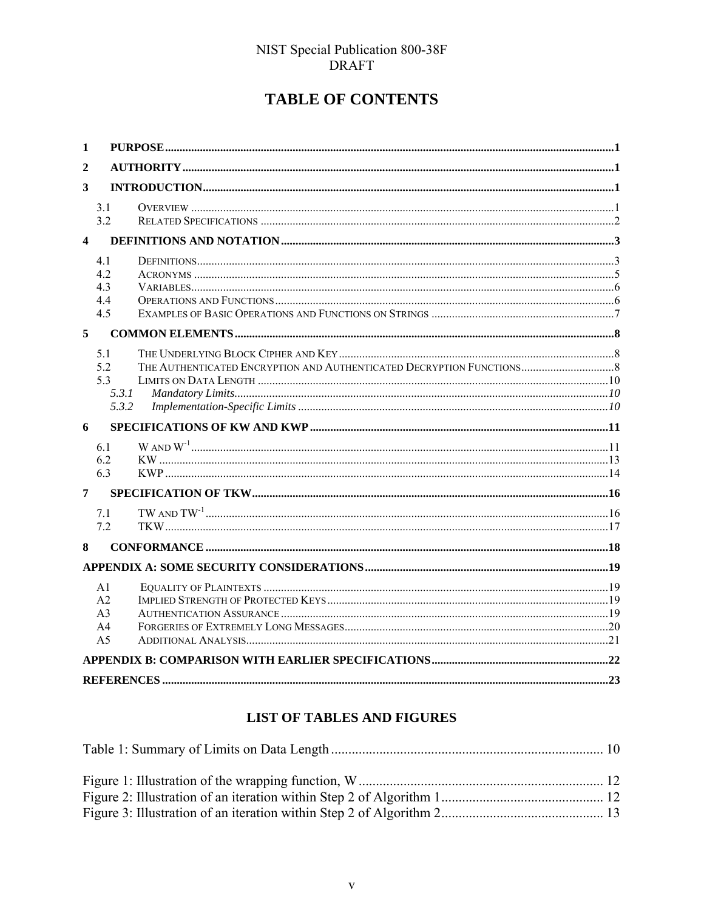# TABLE OF CONTENTS

1 PURPOSE ....................................................................................................................... 1

2 AUTHORITY ................................................................................................................... 1

3 INTRODUCTION ............................................................................................................. 1

- 3.1 OVERVIEW ................................................................................................................. 1
- 3.2 RELATED SPECIFICATIONS ......................................................................................... 2

4 DEFINITIONS AND NOTATION ........................................................................................ 3

- 4.1 DEFINITIONS ............................................................................................................... 3
- 4.2 ACRONYMS ................................................................................................................ 5
- 4.3 VARIABLES ................................................................................................................. 6
- 4.4 OPERATIONS AND FUNCTIONS .................................................................................... 6
- 4.5 EXAMPLES OF BASIC OPERATIONS AND FUNCTIONS ON STRINGS .................................. 7

5 COMMON ELEMENTS ..................................................................................................... 8

- 5.1 THE UNDERLYING BLOCK CIPHER AND KEY .................................................................. 8
- 5.2 THE AUTHENTICATED ENCRYPTION AND AUTHENTICATED DECRYPTION FUNCTIONS .......... 8
- 5.3 LIMITS ON DATA LENGTH .......................................................................................... 10
  - *5.3.1 Mandatory Limits ................................................................................................... 10*
  - *5.3.2 Implementation-Specific Limits ............................................................................. 10*

6 SPECIFICATIONS OF KW AND KWP ................................................................................. 11

- 6.1 W AND $W^{-1}$ .......................................................................................................... 11
- 6.2 KW ............................................................................................................................ 13
- 6.3 KWP .......................................................................................................................... 14

7 SPECIFICATION OF TKW ................................................................................................ 16

- 7.1 TW AND $TW^{-1}$ ...................................................................................................... 16
- 7.2 TKW .......................................................................................................................... 17

8 CONFORMANCE ............................................................................................................ 18

APPENDIX A: SOME SECURITY CONSIDERATIONS ................................................................ 19

- A1 EQUALITY OF PLAINTEXTS .......................................................................................... 19
- A2 IMPLIED STRENGTH OF PROTECTED KEYS ..................................................................... 19
- A3 AUTHENTICATION ASSURANCE .................................................................................... 19
- A4 FORGERIES OF EXTREMELY LONG MESSAGES ................................................................ 20
- A5 ADDITIONAL ANALYSIS ............................................................................................... 21

APPENDIX B: COMPARISON WITH EARLIER SPECIFICATIONS .................................................. 22

REFERENCES ...................................................................................................................... 23

# LIST OF TABLES AND FIGURES

Table 1: Summary of Limits on Data Length ............................................................................. 10

Figure 1: Illustration of the wrapping function, W ..................................................................... 12
Figure 2: Illustration of an iteration within Step 2 of Algorithm 1 .............................................. 12
Figure 3: Illustration of an iteration within Step 2 of Algorithm 2 .............................................. 13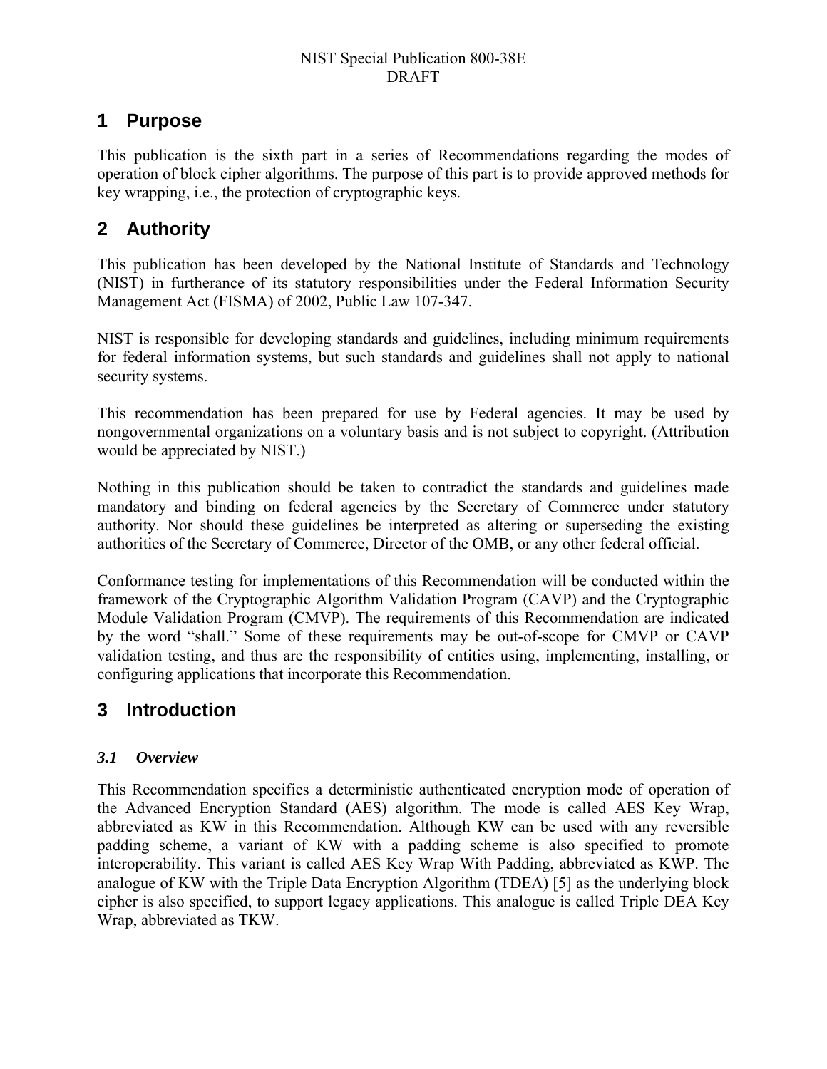# 1 Purpose

This publication is the sixth part in a series of Recommendations regarding the modes of operation of block cipher algorithms. The purpose of this part is to provide approved methods for key wrapping, i.e., the protection of cryptographic keys.

# 2 Authority

This publication has been developed by the National Institute of Standards and Technology (NIST) in furtherance of its statutory responsibilities under the Federal Information Security Management Act (FISMA) of 2002, Public Law 107-347.

NIST is responsible for developing standards and guidelines, including minimum requirements for federal information systems, but such standards and guidelines shall not apply to national security systems.

This recommendation has been prepared for use by Federal agencies. It may be used by nongovernmental organizations on a voluntary basis and is not subject to copyright. (Attribution would be appreciated by NIST.)

Nothing in this publication should be taken to contradict the standards and guidelines made mandatory and binding on federal agencies by the Secretary of Commerce under statutory authority. Nor should these guidelines be interpreted as altering or superseding the existing authorities of the Secretary of Commerce, Director of the OMB, or any other federal official.

Conformance testing for implementations of this Recommendation will be conducted within the framework of the Cryptographic Algorithm Validation Program (CAVP) and the Cryptographic Module Validation Program (CMVP). The requirements of this Recommendation are indicated by the word "shall." Some of these requirements may be out-of-scope for CMVP or CAVP validation testing, and thus are the responsibility of entities using, implementing, installing, or configuring applications that incorporate this Recommendation.

# 3 Introduction

## *3.1 Overview*

This Recommendation specifies a deterministic authenticated encryption mode of operation of the Advanced Encryption Standard (AES) algorithm. The mode is called AES Key Wrap, abbreviated as KW in this Recommendation. Although KW can be used with any reversible padding scheme, a variant of KW with a padding scheme is also specified to promote interoperability. This variant is called AES Key Wrap With Padding, abbreviated as KWP. The analogue of KW with the Triple Data Encryption Algorithm (TDEA) [5] as the underlying block cipher is also specified, to support legacy applications. This analogue is called Triple DEA Key Wrap, abbreviated as TKW.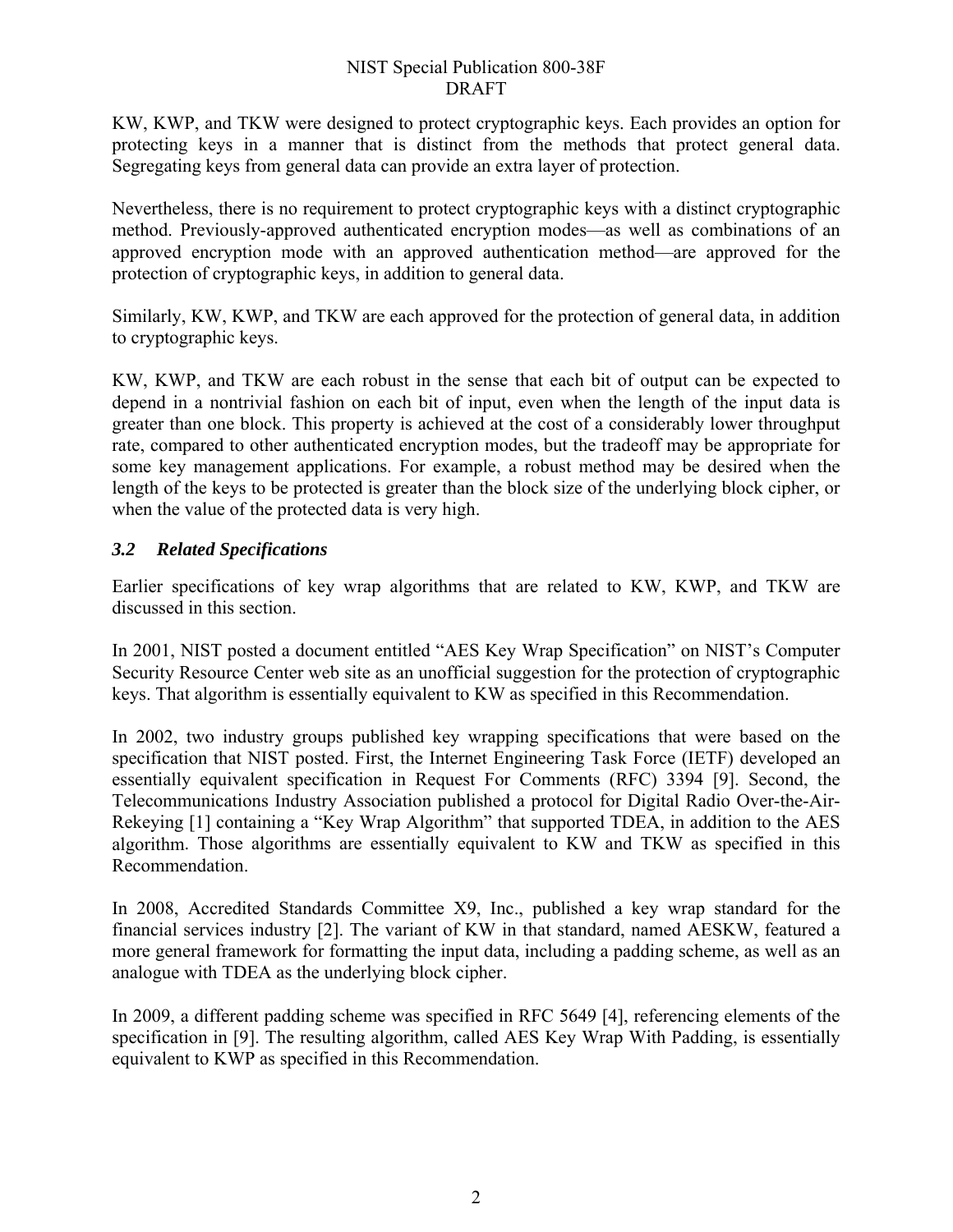KW, KWP, and TKW were designed to protect cryptographic keys. Each provides an option for protecting keys in a manner that is distinct from the methods that protect general data. Segregating keys from general data can provide an extra layer of protection.

Nevertheless, there is no requirement to protect cryptographic keys with a distinct cryptographic method. Previously-approved authenticated encryption modes—as well as combinations of an approved encryption mode with an approved authentication method—are approved for the protection of cryptographic keys, in addition to general data.

Similarly, KW, KWP, and TKW are each approved for the protection of general data, in addition to cryptographic keys.

KW, KWP, and TKW are each robust in the sense that each bit of output can be expected to depend in a nontrivial fashion on each bit of input, even when the length of the input data is greater than one block. This property is achieved at the cost of a considerably lower throughput rate, compared to other authenticated encryption modes, but the tradeoff may be appropriate for some key management applications. For example, a robust method may be desired when the length of the keys to be protected is greater than the block size of the underlying block cipher, or when the value of the protected data is very high.

### *3.2 Related Specifications*

Earlier specifications of key wrap algorithms that are related to KW, KWP, and TKW are discussed in this section.

In 2001, NIST posted a document entitled "AES Key Wrap Specification" on NIST's Computer Security Resource Center web site as an unofficial suggestion for the protection of cryptographic keys. That algorithm is essentially equivalent to KW as specified in this Recommendation.

In 2002, two industry groups published key wrapping specifications that were based on the specification that NIST posted. First, the Internet Engineering Task Force (IETF) developed an essentially equivalent specification in Request For Comments (RFC) 3394 [9]. Second, the Telecommunications Industry Association published a protocol for Digital Radio Over-the-Air-Rekeying [1] containing a "Key Wrap Algorithm" that supported TDEA, in addition to the AES algorithm. Those algorithms are essentially equivalent to KW and TKW as specified in this Recommendation.

In 2008, Accredited Standards Committee X9, Inc., published a key wrap standard for the financial services industry [2]. The variant of KW in that standard, named AESKW, featured a more general framework for formatting the input data, including a padding scheme, as well as an analogue with TDEA as the underlying block cipher.

In 2009, a different padding scheme was specified in RFC 5649 [4], referencing elements of the specification in [9]. The resulting algorithm, called AES Key Wrap With Padding, is essentially equivalent to KWP as specified in this Recommendation.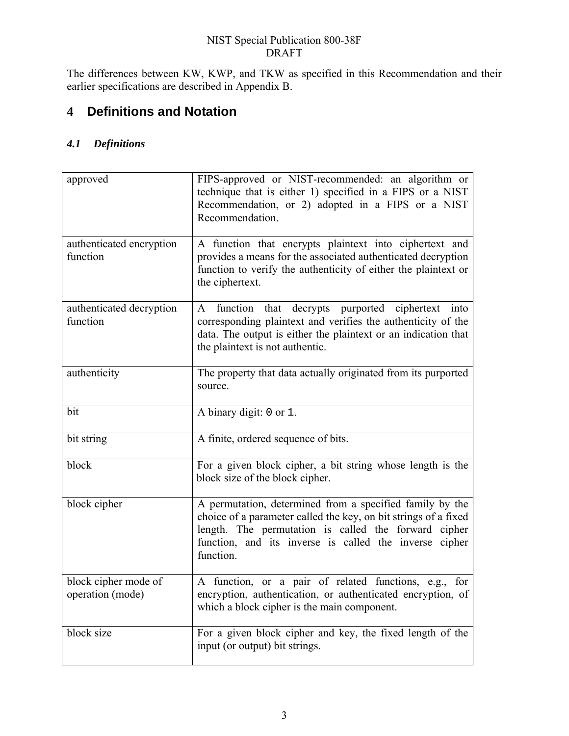The differences between KW, KWP, and TKW as specified in this Recommendation and their earlier specifications are described in Appendix B.

# 4 Definitions and Notation

## *4.1 Definitions*

| | |
|---|---|
| approved | FIPS-approved or NIST-recommended: an algorithm or technique that is either 1) specified in a FIPS or a NIST Recommendation, or 2) adopted in a FIPS or a NIST Recommendation. |
| authenticated encryption function | A function that encrypts plaintext into ciphertext and provides a means for the associated authenticated decryption function to verify the authenticity of either the plaintext or the ciphertext. |
| authenticated decryption function | A function that decrypts purported ciphertext into corresponding plaintext and verifies the authenticity of the data. The output is either the plaintext or an indication that the plaintext is not authentic. |
| authenticity | The property that data actually originated from its purported source. |
| bit | A binary digit: 0 or 1. |
| bit string | A finite, ordered sequence of bits. |
| block | For a given block cipher, a bit string whose length is the block size of the block cipher. |
| block cipher | A permutation, determined from a specified family by the choice of a parameter called the key, on bit strings of a fixed length. The permutation is called the forward cipher function, and its inverse is called the inverse cipher function. |
| block cipher mode of operation (mode) | A function, or a pair of related functions, e.g., for encryption, authentication, or authenticated encryption, of which a block cipher is the main component. |
| block size | For a given block cipher and key, the fixed length of the input (or output) bit strings. |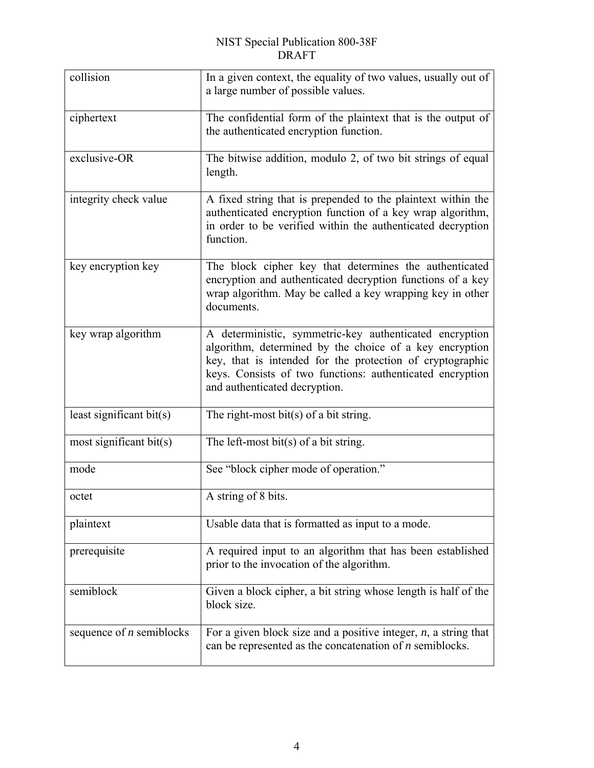| | |
|---|---|
| collision | In a given context, the equality of two values, usually out of a large number of possible values. |
| ciphertext | The confidential form of the plaintext that is the output of the authenticated encryption function. |
| exclusive-OR | The bitwise addition, modulo 2, of two bit strings of equal length. |
| integrity check value | A fixed string that is prepended to the plaintext within the authenticated encryption function of a key wrap algorithm, in order to be verified within the authenticated decryption function. |
| key encryption key | The block cipher key that determines the authenticated encryption and authenticated decryption functions of a key wrap algorithm. May be called a key wrapping key in other documents. |
| key wrap algorithm | A deterministic, symmetric-key authenticated encryption algorithm, determined by the choice of a key encryption key, that is intended for the protection of cryptographic keys. Consists of two functions: authenticated encryption and authenticated decryption. |
| least significant bit(s) | The right-most bit(s) of a bit string. |
| most significant bit(s) | The left-most bit(s) of a bit string. |
| mode | See "block cipher mode of operation." |
| octet | A string of 8 bits. |
| plaintext | Usable data that is formatted as input to a mode. |
| prerequisite | A required input to an algorithm that has been established prior to the invocation of the algorithm. |
| semiblock | Given a block cipher, a bit string whose length is half of the block size. |
| sequence of $n$ semiblocks | For a given block size and a positive integer, $n$, a string that can be represented as the concatenation of $n$ semiblocks. |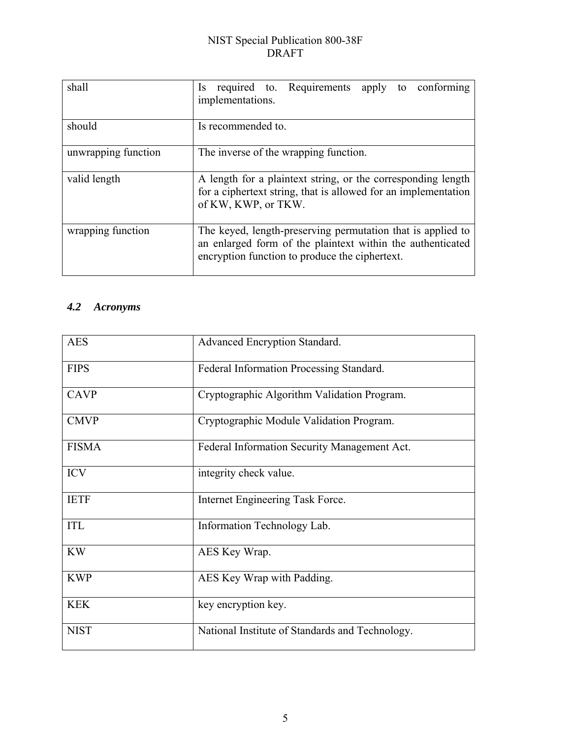| | |
|---|---|
| shall | Is required to. Requirements apply to conforming implementations. |
| should | Is recommended to. |
| unwrapping function | The inverse of the wrapping function. |
| valid length | A length for a plaintext string, or the corresponding length for a ciphertext string, that is allowed for an implementation of KW, KWP, or TKW. |
| wrapping function | The keyed, length-preserving permutation that is applied to an enlarged form of the plaintext within the authenticated encryption function to produce the ciphertext. |

### *4.2 Acronyms*

| | |
|---|---|
| AES | Advanced Encryption Standard. |
| FIPS | Federal Information Processing Standard. |
| CAVP | Cryptographic Algorithm Validation Program. |
| CMVP | Cryptographic Module Validation Program. |
| FISMA | Federal Information Security Management Act. |
| ICV | integrity check value. |
| IETF | Internet Engineering Task Force. |
| ITL | Information Technology Lab. |
| KW | AES Key Wrap. |
| KWP | AES Key Wrap with Padding. |
| KEK | key encryption key. |
| NIST | National Institute of Standards and Technology. |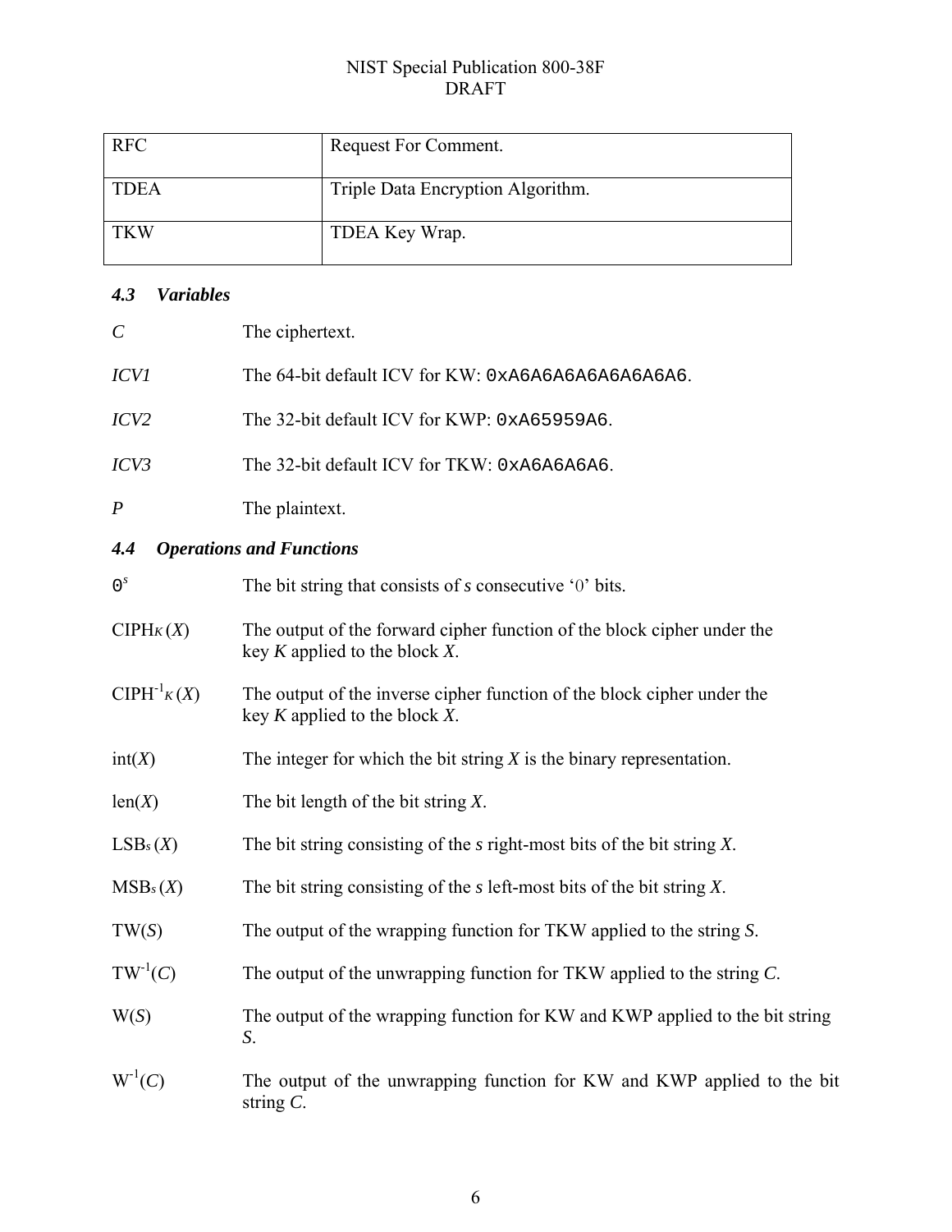| RFC | Request For Comment. |
| --- | --- |
| TDEA | Triple Data Encryption Algorithm. |
| TKW | TDEA Key Wrap. |

### *4.3 Variables*

| | |
| --- | --- |
| $C$ | The ciphertext. |
| $ICV1$ | The 64-bit default ICV for KW: `0xA6A6A6A6A6A6A6A6`. |
| $ICV2$ | The 32-bit default ICV for KWP: `0xA65959A6`. |
| $ICV3$ | The 32-bit default ICV for TKW: `0xA6A6A6A6`. |
| $P$ | The plaintext. |

### *4.4 Operations and Functions*

| | |
| --- | --- |
| $0^s$ | The bit string that consists of $s$ consecutive '0' bits. |
| $\mathrm{CIPH}_K(X)$ | The output of the forward cipher function of the block cipher under the key $K$ applied to the block $X$. |
| $\mathrm{CIPH}^{-1}_K(X)$ | The output of the inverse cipher function of the block cipher under the key $K$ applied to the block $X$. |
| $\mathrm{int}(X)$ | The integer for which the bit string $X$ is the binary representation. |
| $\mathrm{len}(X)$ | The bit length of the bit string $X$. |
| $\mathrm{LSB}_s(X)$ | The bit string consisting of the $s$ right-most bits of the bit string $X$. |
| $\mathrm{MSB}_s(X)$ | The bit string consisting of the $s$ left-most bits of the bit string $X$. |
| $\mathrm{TW}(S)$ | The output of the wrapping function for TKW applied to the string $S$. |
| $\mathrm{TW}^{-1}(C)$ | The output of the unwrapping function for TKW applied to the string $C$. |
| $\mathrm{W}(S)$ | The output of the wrapping function for KW and KWP applied to the bit string $S$. |
| $\mathrm{W}^{-1}(C)$ | The output of the unwrapping function for KW and KWP applied to the bit string $C$. |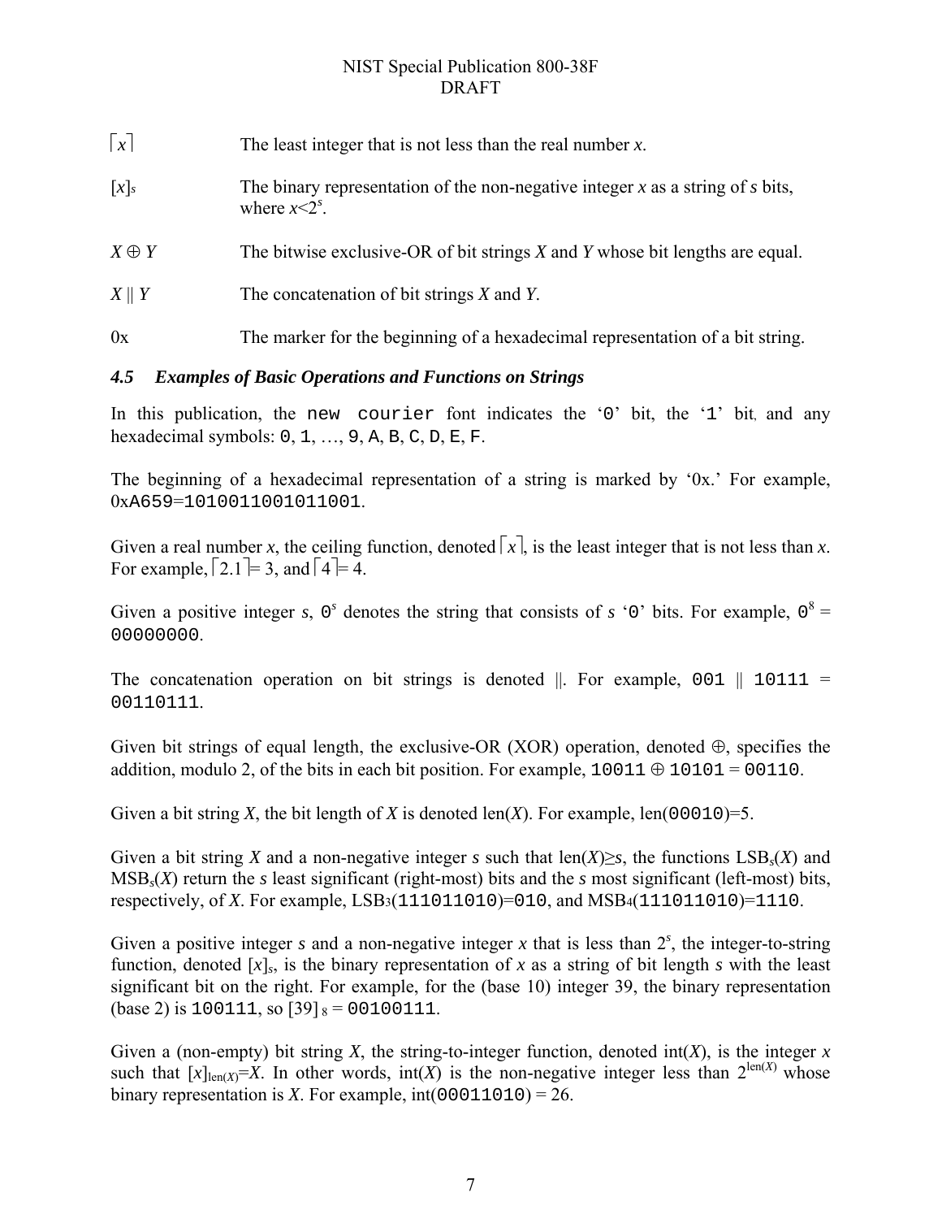| | |
|---|---|
| $\lceil x \rceil$ | The least integer that is not less than the real number $x$. |
| $[x]_s$ | The binary representation of the non-negative integer $x$ as a string of $s$ bits, where $x<2^s$. |
| $X \oplus Y$ | The bitwise exclusive-OR of bit strings $X$ and $Y$ whose bit lengths are equal. |
| $X \| Y$ | The concatenation of bit strings $X$ and $Y$. |
| 0x | The marker for the beginning of a hexadecimal representation of a bit string. |

### *4.5 Examples of Basic Operations and Functions on Strings*

In this publication, the `new courier` font indicates the ‘`0`’ bit, the ‘`1`’ bit, and any hexadecimal symbols: `0`, `1`, …, `9`, `A`, `B`, `C`, `D`, `E`, `F`.

The beginning of a hexadecimal representation of a string is marked by ‘0x.’ For example, 0x`A659`=`1010011001011001`.

Given a real number $x$, the ceiling function, denoted $\lceil x \rceil$, is the least integer that is not less than $x$. For example, $\lceil 2.1 \rceil = 3$, and $\lceil 4 \rceil = 4$.

Given a positive integer $s$, $0^s$ denotes the string that consists of $s$ ‘`0`’ bits. For example, $0^8$ = `00000000`.

The concatenation operation on bit strings is denoted ||. For example, `001` || `10111` = `00110111`.

Given bit strings of equal length, the exclusive-OR (XOR) operation, denoted ⊕, specifies the addition, modulo 2, of the bits in each bit position. For example, `10011` ⊕ `10101` = `00110`.

Given a bit string $X$, the bit length of $X$ is denoted len($X$). For example, len(`00010`)=5.

Given a bit string $X$ and a non-negative integer $s$ such that len($X$)≥$s$, the functions $\mathrm{LSB}_s(X)$ and $\mathrm{MSB}_s(X)$ return the $s$ least significant (right-most) bits and the $s$ most significant (left-most) bits, respectively, of $X$. For example, $\mathrm{LSB}_3$(`111011010`)=`010`, and $\mathrm{MSB}_4$(`111011010`)=`1110`.

Given a positive integer $s$ and a non-negative integer $x$ that is less than $2^s$, the integer-to-string function, denoted $[x]_s$, is the binary representation of $x$ as a string of bit length $s$ with the least significant bit on the right. For example, for the (base 10) integer 39, the binary representation (base 2) is `100111`, so $[39]_8$ = `00100111`.

Given a (non-empty) bit string $X$, the string-to-integer function, denoted int($X$), is the integer $x$ such that $[x]_{\mathrm{len}(X)}=X$. In other words, int($X$) is the non-negative integer less than $2^{\mathrm{len}(X)}$ whose binary representation is $X$. For example, int(`00011010`) = 26.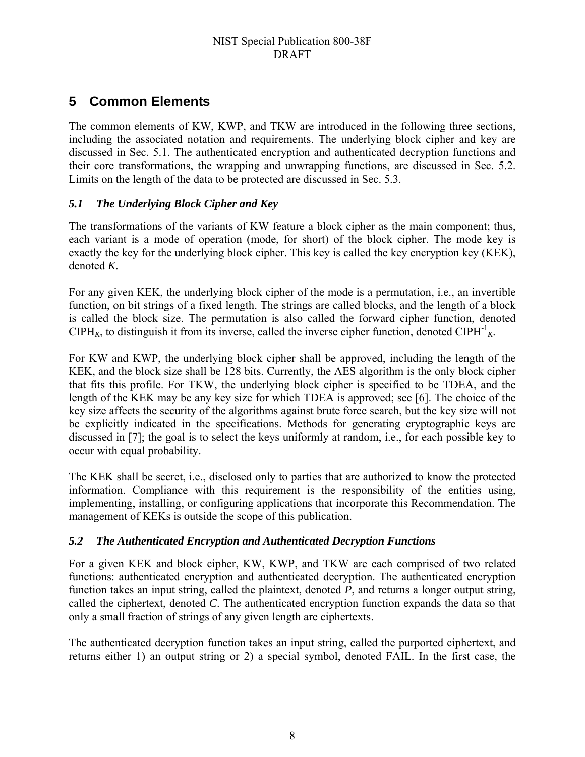# 5 Common Elements

The common elements of KW, KWP, and TKW are introduced in the following three sections, including the associated notation and requirements. The underlying block cipher and key are discussed in Sec. 5.1. The authenticated encryption and authenticated decryption functions and their core transformations, the wrapping and unwrapping functions, are discussed in Sec. 5.2. Limits on the length of the data to be protected are discussed in Sec. 5.3.

## *5.1 The Underlying Block Cipher and Key*

The transformations of the variants of KW feature a block cipher as the main component; thus, each variant is a mode of operation (mode, for short) of the block cipher. The mode key is exactly the key for the underlying block cipher. This key is called the key encryption key (KEK), denoted *K*.

For any given KEK, the underlying block cipher of the mode is a permutation, i.e., an invertible function, on bit strings of a fixed length. The strings are called blocks, and the length of a block is called the block size. The permutation is also called the forward cipher function, denoted $\text{CIPH}_K$, to distinguish it from its inverse, called the inverse cipher function, denoted $\text{CIPH}^{-1}_K$.

For KW and KWP, the underlying block cipher shall be approved, including the length of the KEK, and the block size shall be 128 bits. Currently, the AES algorithm is the only block cipher that fits this profile. For TKW, the underlying block cipher is specified to be TDEA, and the length of the KEK may be any key size for which TDEA is approved; see [6]. The choice of the key size affects the security of the algorithms against brute force search, but the key size will not be explicitly indicated in the specifications. Methods for generating cryptographic keys are discussed in [7]; the goal is to select the keys uniformly at random, i.e., for each possible key to occur with equal probability.

The KEK shall be secret, i.e., disclosed only to parties that are authorized to know the protected information. Compliance with this requirement is the responsibility of the entities using, implementing, installing, or configuring applications that incorporate this Recommendation. The management of KEKs is outside the scope of this publication.

## *5.2 The Authenticated Encryption and Authenticated Decryption Functions*

For a given KEK and block cipher, KW, KWP, and TKW are each comprised of two related functions: authenticated encryption and authenticated decryption. The authenticated encryption function takes an input string, called the plaintext, denoted *P*, and returns a longer output string, called the ciphertext, denoted *C*. The authenticated encryption function expands the data so that only a small fraction of strings of any given length are ciphertexts.

The authenticated decryption function takes an input string, called the purported ciphertext, and returns either 1) an output string or 2) a special symbol, denoted FAIL. In the first case, the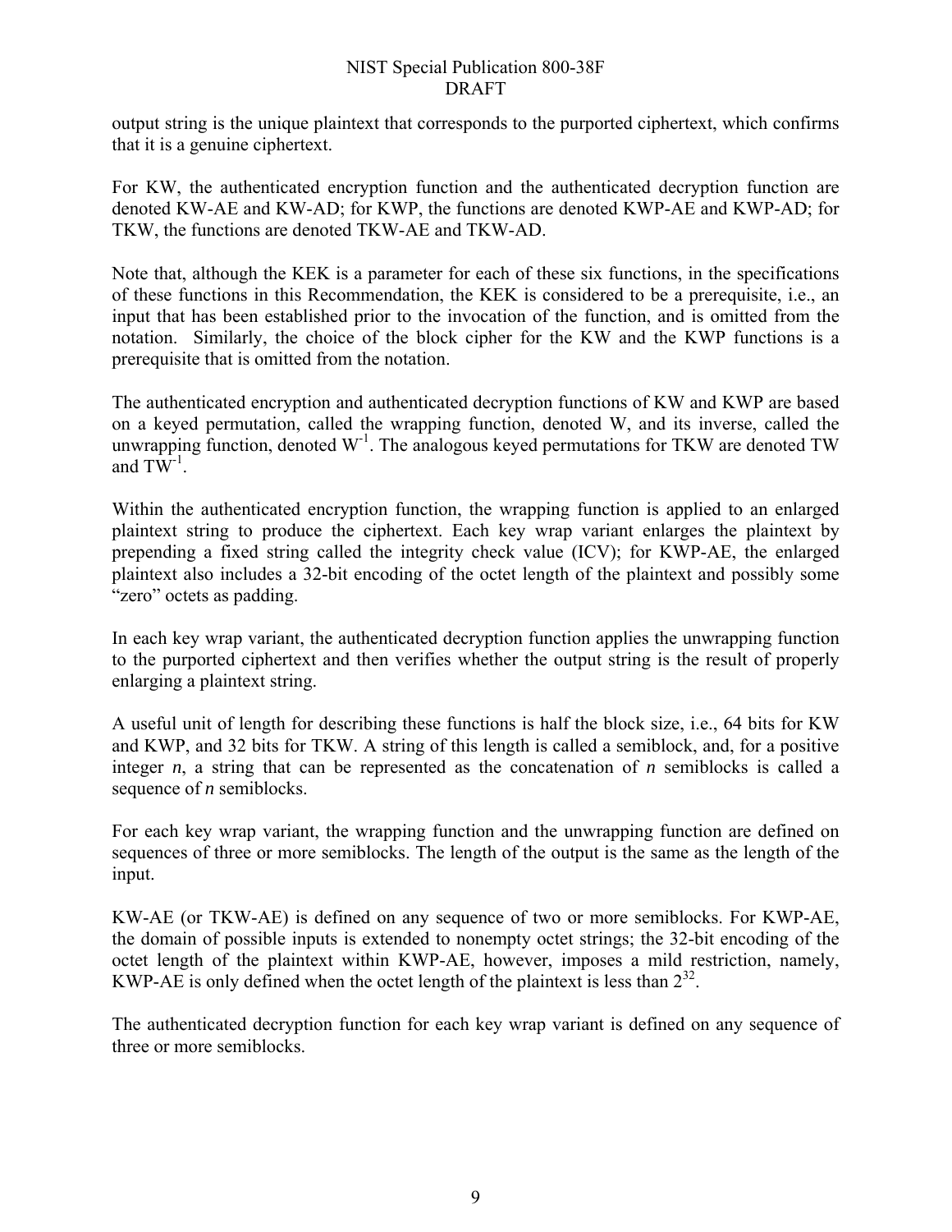output string is the unique plaintext that corresponds to the purported ciphertext, which confirms that it is a genuine ciphertext.

For KW, the authenticated encryption function and the authenticated decryption function are denoted KW-AE and KW-AD; for KWP, the functions are denoted KWP-AE and KWP-AD; for TKW, the functions are denoted TKW-AE and TKW-AD.

Note that, although the KEK is a parameter for each of these six functions, in the specifications of these functions in this Recommendation, the KEK is considered to be a prerequisite, i.e., an input that has been established prior to the invocation of the function, and is omitted from the notation. Similarly, the choice of the block cipher for the KW and the KWP functions is a prerequisite that is omitted from the notation.

The authenticated encryption and authenticated decryption functions of KW and KWP are based on a keyed permutation, called the wrapping function, denoted W, and its inverse, called the unwrapping function, denoted $W^{-1}$. The analogous keyed permutations for TKW are denoted TW and $TW^{-1}$.

Within the authenticated encryption function, the wrapping function is applied to an enlarged plaintext string to produce the ciphertext. Each key wrap variant enlarges the plaintext by prepending a fixed string called the integrity check value (ICV); for KWP-AE, the enlarged plaintext also includes a 32-bit encoding of the octet length of the plaintext and possibly some "zero" octets as padding.

In each key wrap variant, the authenticated decryption function applies the unwrapping function to the purported ciphertext and then verifies whether the output string is the result of properly enlarging a plaintext string.

A useful unit of length for describing these functions is half the block size, i.e., 64 bits for KW and KWP, and 32 bits for TKW. A string of this length is called a semiblock, and, for a positive integer $n$, a string that can be represented as the concatenation of $n$ semiblocks is called a sequence of $n$ semiblocks.

For each key wrap variant, the wrapping function and the unwrapping function are defined on sequences of three or more semiblocks. The length of the output is the same as the length of the input.

KW-AE (or TKW-AE) is defined on any sequence of two or more semiblocks. For KWP-AE, the domain of possible inputs is extended to nonempty octet strings; the 32-bit encoding of the octet length of the plaintext within KWP-AE, however, imposes a mild restriction, namely, KWP-AE is only defined when the octet length of the plaintext is less than $2^{32}$.

The authenticated decryption function for each key wrap variant is defined on any sequence of three or more semiblocks.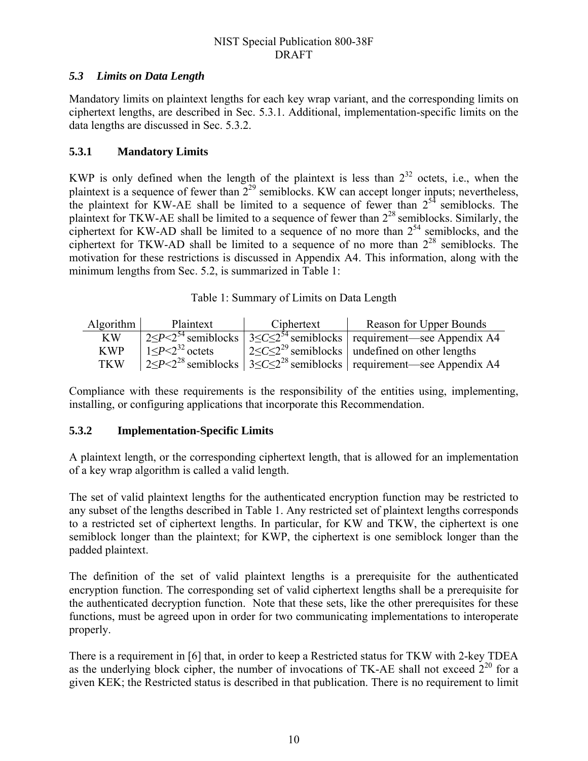### *5.3 Limits on Data Length*

Mandatory limits on plaintext lengths for each key wrap variant, and the corresponding limits on ciphertext lengths, are described in Sec. 5.3.1. Additional, implementation-specific limits on the data lengths are discussed in Sec. 5.3.2.

#### 5.3.1 Mandatory Limits

KWP is only defined when the length of the plaintext is less than $2^{32}$ octets, i.e., when the plaintext is a sequence of fewer than $2^{29}$ semiblocks. KW can accept longer inputs; nevertheless, the plaintext for KW-AE shall be limited to a sequence of fewer than $2^{54}$ semiblocks. The plaintext for TKW-AE shall be limited to a sequence of fewer than $2^{28}$ semiblocks. Similarly, the ciphertext for KW-AD shall be limited to a sequence of no more than $2^{54}$ semiblocks, and the ciphertext for TKW-AD shall be limited to a sequence of no more than $2^{28}$ semiblocks. The motivation for these restrictions is discussed in Appendix A4. This information, along with the minimum lengths from Sec. 5.2, is summarized in Table 1:

Table 1: Summary of Limits on Data Length

| Algorithm | Plaintext | Ciphertext | Reason for Upper Bounds |
|---|---|---|---|
| KW | $2 \leq P < 2^{54}$ semiblocks | $3 \leq C \leq 2^{54}$ semiblocks | requirement—see Appendix A4 |
| KWP | $1 \leq P < 2^{32}$ octets | $2 \leq C \leq 2^{29}$ semiblocks | undefined on other lengths |
| TKW | $2 \leq P < 2^{28}$ semiblocks | $3 \leq C \leq 2^{28}$ semiblocks | requirement—see Appendix A4 |

Compliance with these requirements is the responsibility of the entities using, implementing, installing, or configuring applications that incorporate this Recommendation.

#### 5.3.2 Implementation-Specific Limits

A plaintext length, or the corresponding ciphertext length, that is allowed for an implementation of a key wrap algorithm is called a valid length.

The set of valid plaintext lengths for the authenticated encryption function may be restricted to any subset of the lengths described in Table 1. Any restricted set of plaintext lengths corresponds to a restricted set of ciphertext lengths. In particular, for KW and TKW, the ciphertext is one semiblock longer than the plaintext; for KWP, the ciphertext is one semiblock longer than the padded plaintext.

The definition of the set of valid plaintext lengths is a prerequisite for the authenticated encryption function. The corresponding set of valid ciphertext lengths shall be a prerequisite for the authenticated decryption function. Note that these sets, like the other prerequisites for these functions, must be agreed upon in order for two communicating implementations to interoperate properly.

There is a requirement in [6] that, in order to keep a Restricted status for TKW with 2-key TDEA as the underlying block cipher, the number of invocations of TK-AE shall not exceed $2^{20}$ for a given KEK; the Restricted status is described in that publication. There is no requirement to limit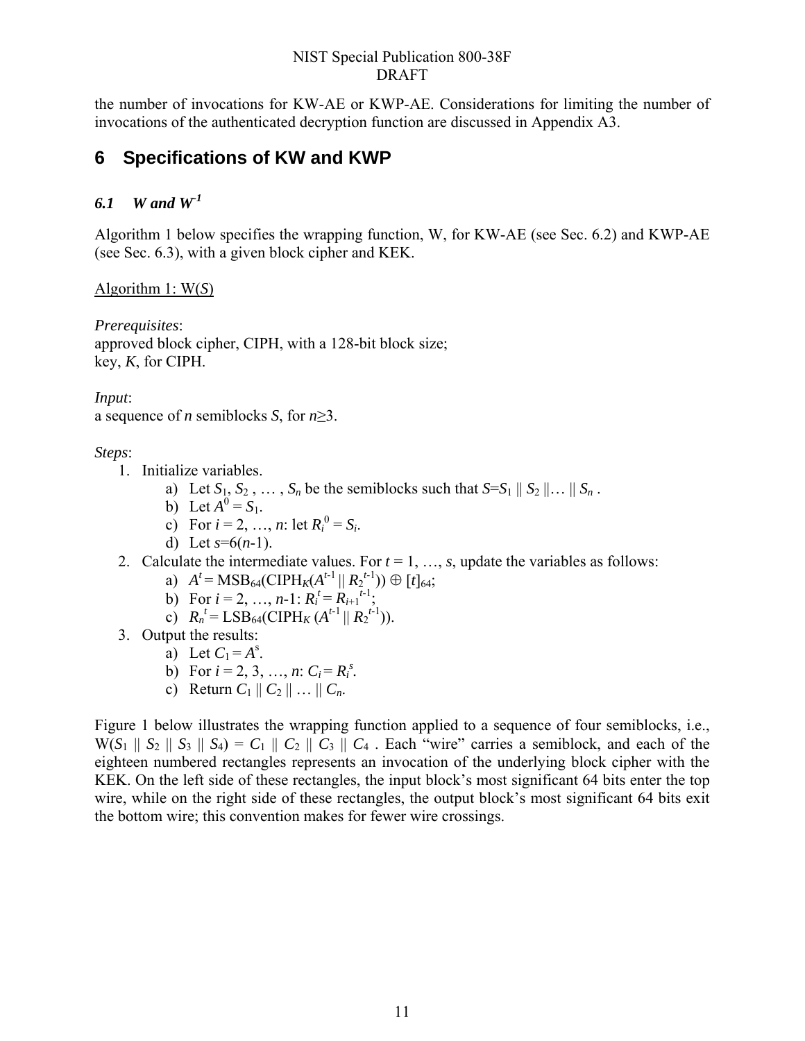the number of invocations for KW-AE or KWP-AE. Considerations for limiting the number of invocations of the authenticated decryption function are discussed in Appendix A3.

# 6 Specifications of KW and KWP

## *6.1 W and $W^{-1}$*

Algorithm 1 below specifies the wrapping function, W, for KW-AE (see Sec. 6.2) and KWP-AE (see Sec. 6.3), with a given block cipher and KEK.

Algorithm 1: W($S$)

*Prerequisites*:
approved block cipher, CIPH, with a 128-bit block size;
key, $K$, for CIPH.

*Input*:
a sequence of $n$ semiblocks $S$, for $n \geq 3$.

*Steps*:

1. Initialize variables.
   a) Let $S_1, S_2, \ldots, S_n$ be the semiblocks such that $S = S_1 \| S_2 \| \ldots \| S_n$.
   b) Let $A^0 = S_1$.
   c) For $i = 2, \ldots, n$: let $R_i^0 = S_i$.
   d) Let $s = 6(n-1)$.
2. Calculate the intermediate values. For $t = 1, \ldots, s$, update the variables as follows:
   a) $A^t = \text{MSB}_{64}(\text{CIPH}_K(A^{t-1} \| R_2^{t-1})) \oplus [t]_{64}$;
   b) For $i = 2, \ldots, n-1$: $R_i^t = R_{i+1}^{t-1}$;
   c) $R_n^t = \text{LSB}_{64}(\text{CIPH}_K(A^{t-1} \| R_2^{t-1}))$.
3. Output the results:
   a) Let $C_1 = A^s$.
   b) For $i = 2, 3, \ldots, n$: $C_i = R_i^s$.
   c) Return $C_1 \| C_2 \| \ldots \| C_n$.

Figure 1 below illustrates the wrapping function applied to a sequence of four semiblocks, i.e., $W(S_1 \| S_2 \| S_3 \| S_4) = C_1 \| C_2 \| C_3 \| C_4$. Each "wire" carries a semiblock, and each of the eighteen numbered rectangles represents an invocation of the underlying block cipher with the KEK. On the left side of these rectangles, the input block's most significant 64 bits enter the top wire, while on the right side of these rectangles, the output block's most significant 64 bits exit the bottom wire; this convention makes for fewer wire crossings.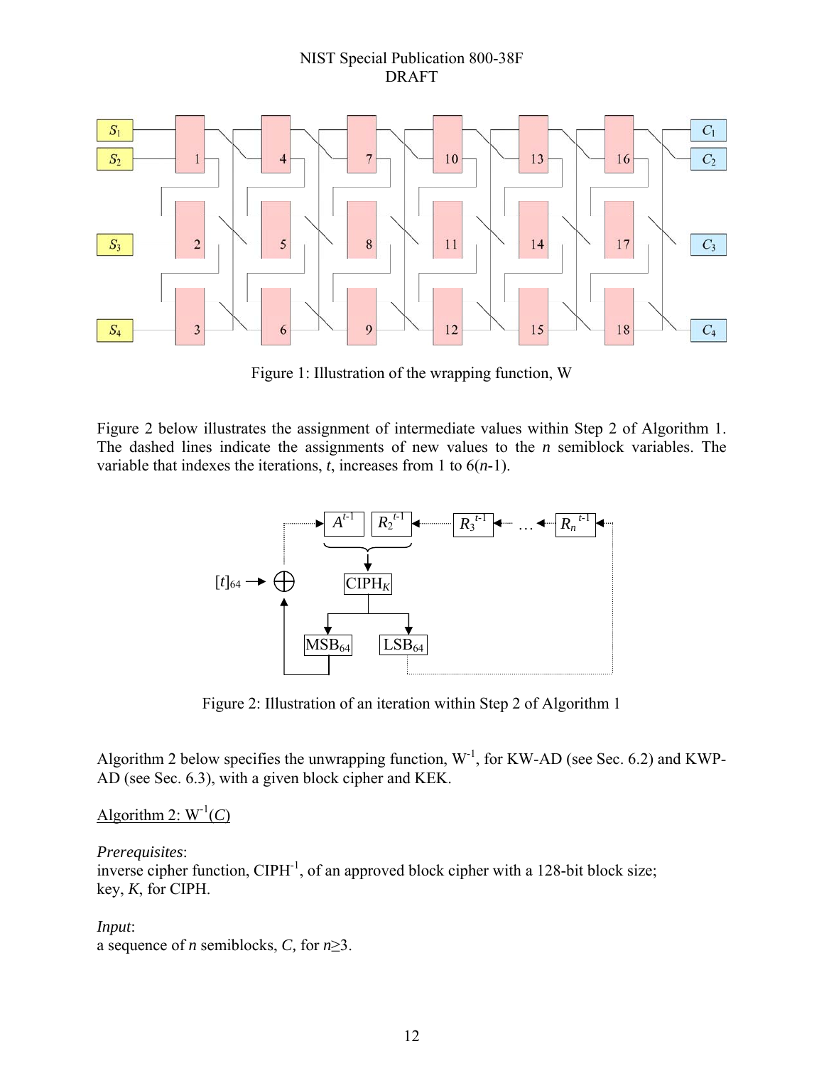Figure 1: Illustration of the wrapping function, W

Figure 2 below illustrates the assignment of intermediate values within Step 2 of Algorithm 1. The dashed lines indicate the assignments of new values to the $n$ semiblock variables. The variable that indexes the iterations, $t$, increases from 1 to $6(n\text{-}1)$.

Figure 2: Illustration of an iteration within Step 2 of Algorithm 1

Algorithm 2 below specifies the unwrapping function, $W^{-1}$, for KW-AD (see Sec. 6.2) and KWP-AD (see Sec. 6.3), with a given block cipher and KEK.

Algorithm 2: $W^{-1}(C)$

*Prerequisites*:
inverse cipher function, $CIPH^{-1}$, of an approved block cipher with a 128-bit block size;
key, $K$, for CIPH.

*Input*:
a sequence of $n$ semiblocks, $C$, for $n \geq 3$.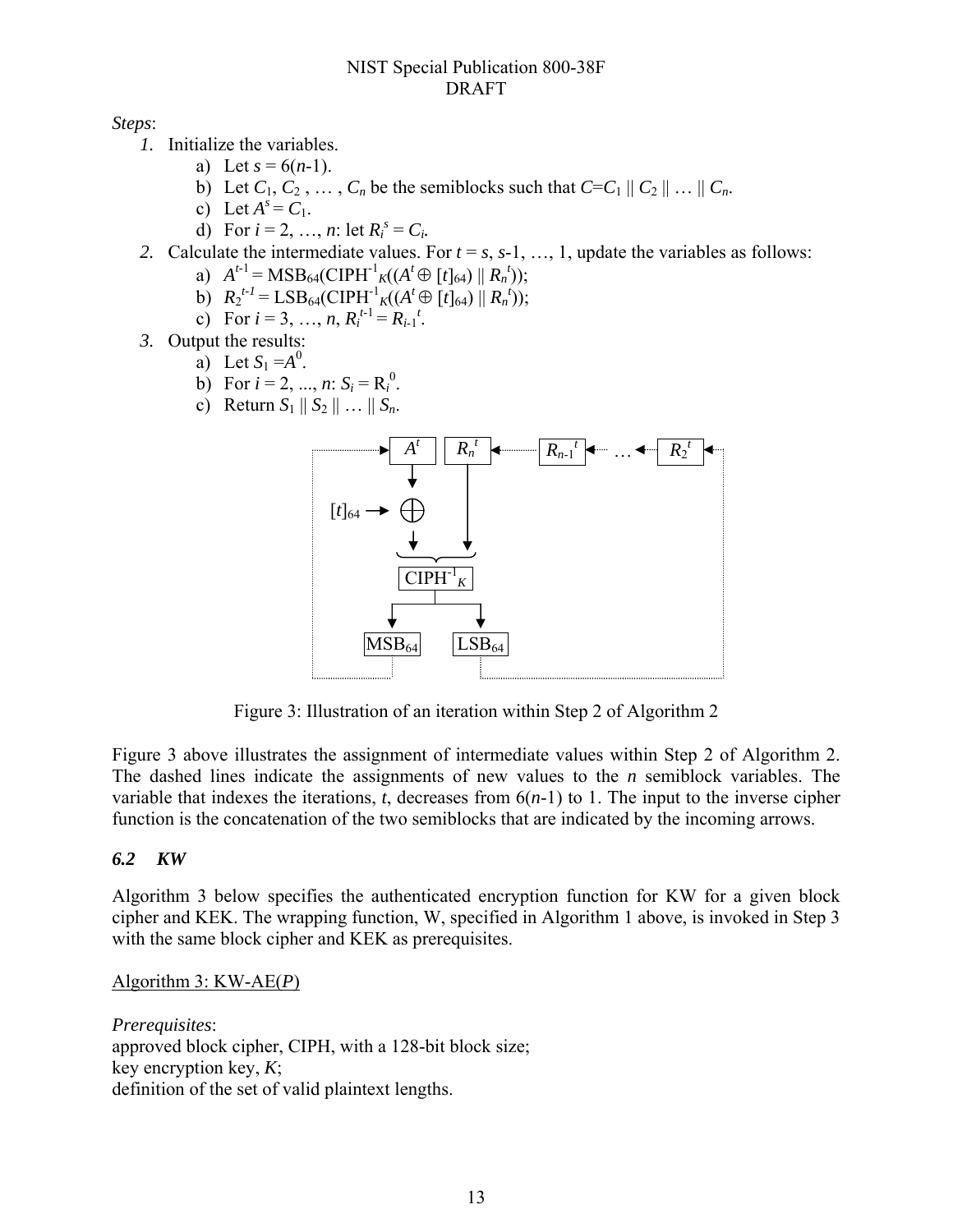*Steps*:

1. Initialize the variables.
   a) Let $s = 6(n\text{-}1)$.
   b) Let $C_1, C_2, \ldots, C_n$ be the semiblocks such that $C = C_1 \,||\, C_2 \,||\, \ldots \,||\, C_n$.
   c) Let $A^s = C_1$.
   d) For $i = 2, \ldots, n$: let $R_i^s = C_i$.
2. Calculate the intermediate values. For $t = s, s\text{-}1, \ldots, 1$, update the variables as follows:
   a) $A^{t-1} = \text{MSB}_{64}(\text{CIPH}^{-1}_K((A^t \oplus [t]_{64}) \,||\, R_n^t))$;
   b) $R_2^{t-1} = \text{LSB}_{64}(\text{CIPH}^{-1}_K((A^t \oplus [t]_{64}) \,||\, R_n^t))$;
   c) For $i = 3, \ldots, n$, $R_i^{t-1} = R_{i-1}^t$.
3. Output the results:
   a) Let $S_1 = A^0$.
   b) For $i = 2, \ldots, n$: $S_i = R_i^0$.
   c) Return $S_1 \,||\, S_2 \,||\, \ldots \,||\, S_n$.

Figure 3: Illustration of an iteration within Step 2 of Algorithm 2

Figure 3 above illustrates the assignment of intermediate values within Step 2 of Algorithm 2. The dashed lines indicate the assignments of new values to the $n$ semiblock variables. The variable that indexes the iterations, $t$, decreases from $6(n\text{-}1)$ to 1. The input to the inverse cipher function is the concatenation of the two semiblocks that are indicated by the incoming arrows.

### *6.2 KW*

Algorithm 3 below specifies the authenticated encryption function for KW for a given block cipher and KEK. The wrapping function, W, specified in Algorithm 1 above, is invoked in Step 3 with the same block cipher and KEK as prerequisites.

Algorithm 3: KW-AE($P$)

*Prerequisites*:
approved block cipher, CIPH, with a 128-bit block size;
key encryption key, $K$;
definition of the set of valid plaintext lengths.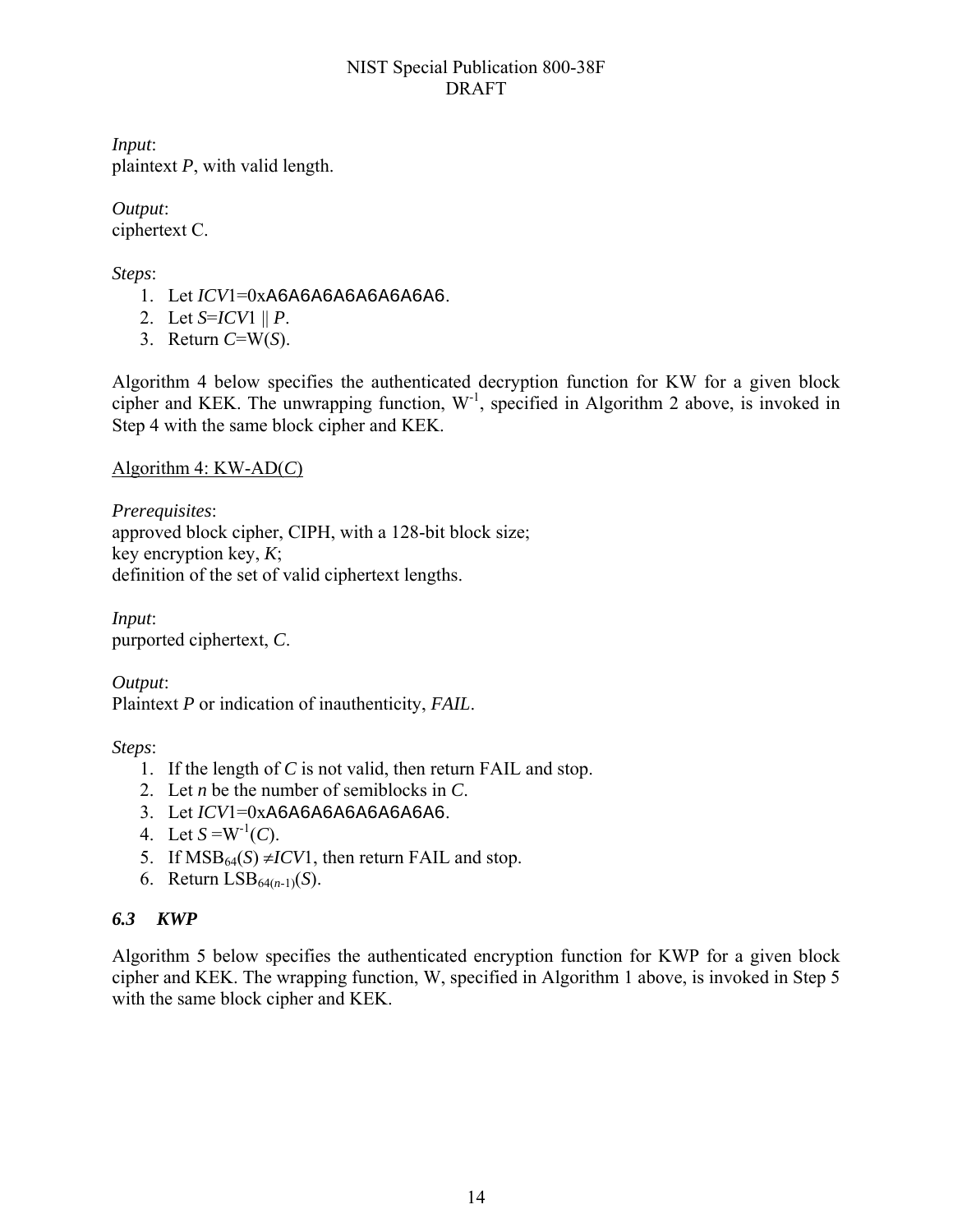*Input*:
plaintext *P*, with valid length.

*Output*:
ciphertext C.

*Steps*:

1. Let $ICV1$=0xA6A6A6A6A6A6A6A6.
2. Let $S$=$ICV1 \| P$.
3. Return $C$=W($S$).

Algorithm 4 below specifies the authenticated decryption function for KW for a given block cipher and KEK. The unwrapping function, $W^{-1}$, specified in Algorithm 2 above, is invoked in Step 4 with the same block cipher and KEK.

Algorithm 4: KW-AD($C$)

*Prerequisites*:
approved block cipher, CIPH, with a 128-bit block size;
key encryption key, *K*;
definition of the set of valid ciphertext lengths.

*Input*:
purported ciphertext, *C*.

*Output*:
Plaintext *P* or indication of inauthenticity, *FAIL*.

*Steps*:

1. If the length of *C* is not valid, then return FAIL and stop.
2. Let *n* be the number of semiblocks in *C*.
3. Let $ICV1$=0xA6A6A6A6A6A6A6A6.
4. Let $S = W^{-1}(C)$.
5. If $MSB_{64}(S) \neq ICV1$, then return FAIL and stop.
6. Return $LSB_{64(n-1)}(S)$.

### *6.3 KWP*

Algorithm 5 below specifies the authenticated encryption function for KWP for a given block cipher and KEK. The wrapping function, W, specified in Algorithm 1 above, is invoked in Step 5 with the same block cipher and KEK.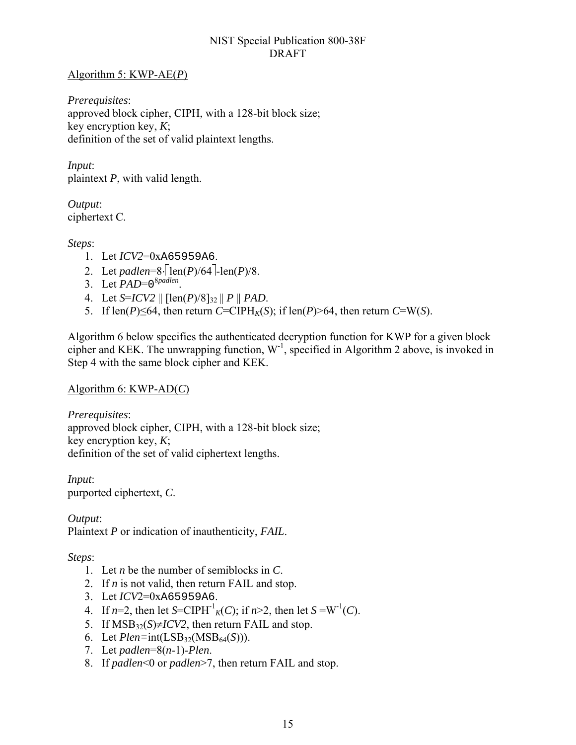Algorithm 5: KWP-AE($P$)

*Prerequisites*:
approved block cipher, CIPH, with a 128-bit block size;
key encryption key, $K$;
definition of the set of valid plaintext lengths.

*Input*:
plaintext $P$, with valid length.

*Output*:
ciphertext C.

*Steps*:

1. Let $ICV2$=0xA65959A6.
2. Let $padlen=8\cdot\lceil \text{len}(P)/64 \rceil-\text{len}(P)/8$.
3. Let $PAD=0^{8padlen}$.
4. Let $S=ICV2 \,||\, [\text{len}(P)/8]_{32} \,||\, P \,||\, PAD$.
5. If $\text{len}(P)\leq 64$, then return $C=\text{CIPH}_K(S)$; if $\text{len}(P)>64$, then return $C=\text{W}(S)$.

Algorithm 6 below specifies the authenticated decryption function for KWP for a given block cipher and KEK. The unwrapping function, $\text{W}^{-1}$, specified in Algorithm 2 above, is invoked in Step 4 with the same block cipher and KEK.

Algorithm 6: KWP-AD($C$)

*Prerequisites*:
approved block cipher, CIPH, with a 128-bit block size;
key encryption key, $K$;
definition of the set of valid ciphertext lengths.

*Input*:
purported ciphertext, $C$.

*Output*:
Plaintext $P$ or indication of inauthenticity, *FAIL*.

*Steps*:

1. Let $n$ be the number of semiblocks in $C$.
2. If $n$ is not valid, then return FAIL and stop.
3. Let $ICV2$=0xA65959A6.
4. If $n=2$, then let $S=\text{CIPH}^{-1}_K(C)$; if $n>2$, then let $S=\text{W}^{-1}(C)$.
5. If $\text{MSB}_{32}(S)\neq ICV2$, then return FAIL and stop.
6. Let $Plen=\text{int}(\text{LSB}_{32}(\text{MSB}_{64}(S)))$.
7. Let $padlen=8(n-1)-Plen$.
8. If $padlen<0$ or $padlen>7$, then return FAIL and stop.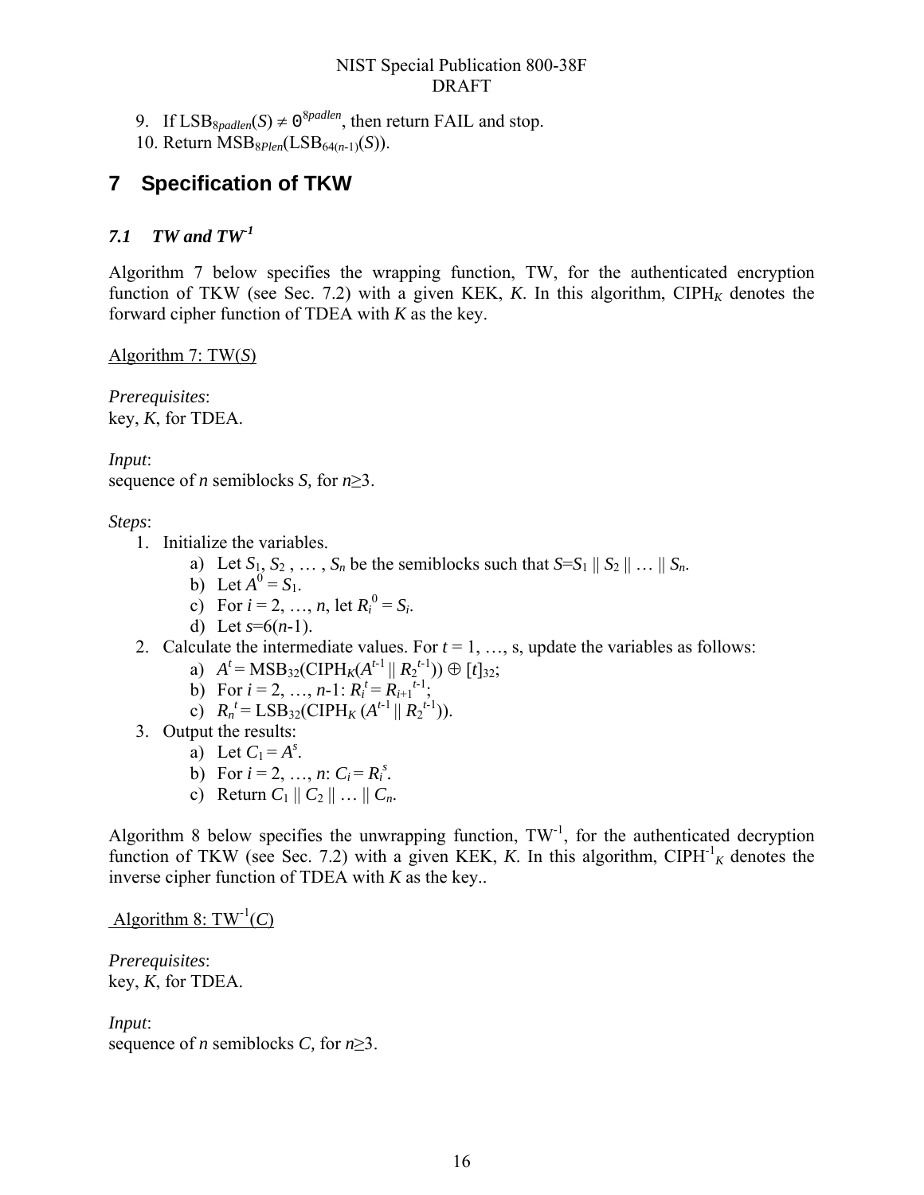9. If $\text{LSB}_{8padlen}(S) \neq 0^{8padlen}$, then return FAIL and stop.
10. Return $\text{MSB}_{8Plen}(\text{LSB}_{64(n-1)}(S))$.

# 7 Specification of TKW

## 7.1 TW and $\text{TW}^{-1}$

Algorithm 7 below specifies the wrapping function, TW, for the authenticated encryption function of TKW (see Sec. 7.2) with a given KEK, $K$. In this algorithm, $\text{CIPH}_K$ denotes the forward cipher function of TDEA with $K$ as the key.

Algorithm 7: TW($S$)

*Prerequisites*:
key, $K$, for TDEA.

*Input*:
sequence of $n$ semiblocks $S$, for $n \geq 3$.

*Steps*:

1. Initialize the variables.
   a) Let $S_1, S_2, \ldots, S_n$ be the semiblocks such that $S = S_1 \parallel S_2 \parallel \ldots \parallel S_n$.
   b) Let $A^0 = S_1$.
   c) For $i = 2, \ldots, n$, let $R_i^0 = S_i$.
   d) Let $s = 6(n-1)$.
2. Calculate the intermediate values. For $t = 1, \ldots, s$, update the variables as follows:
   a) $A^t = \text{MSB}_{32}(\text{CIPH}_K(A^{t-1} \parallel R_2^{t-1})) \oplus [t]_{32}$;
   b) For $i = 2, \ldots, n-1$: $R_i^t = R_{i+1}^{t-1}$;
   c) $R_n^t = \text{LSB}_{32}(\text{CIPH}_K(A^{t-1} \parallel R_2^{t-1}))$.
3. Output the results:
   a) Let $C_1 = A^s$.
   b) For $i = 2, \ldots, n$: $C_i = R_i^s$.
   c) Return $C_1 \parallel C_2 \parallel \ldots \parallel C_n$.

Algorithm 8 below specifies the unwrapping function, $\text{TW}^{-1}$, for the authenticated decryption function of TKW (see Sec. 7.2) with a given KEK, $K$. In this algorithm, $\text{CIPH}^{-1}_K$ denotes the inverse cipher function of TDEA with $K$ as the key..

Algorithm 8: $\text{TW}^{-1}(C)$

*Prerequisites*:
key, $K$, for TDEA.

*Input*:
sequence of $n$ semiblocks $C$, for $n \geq 3$.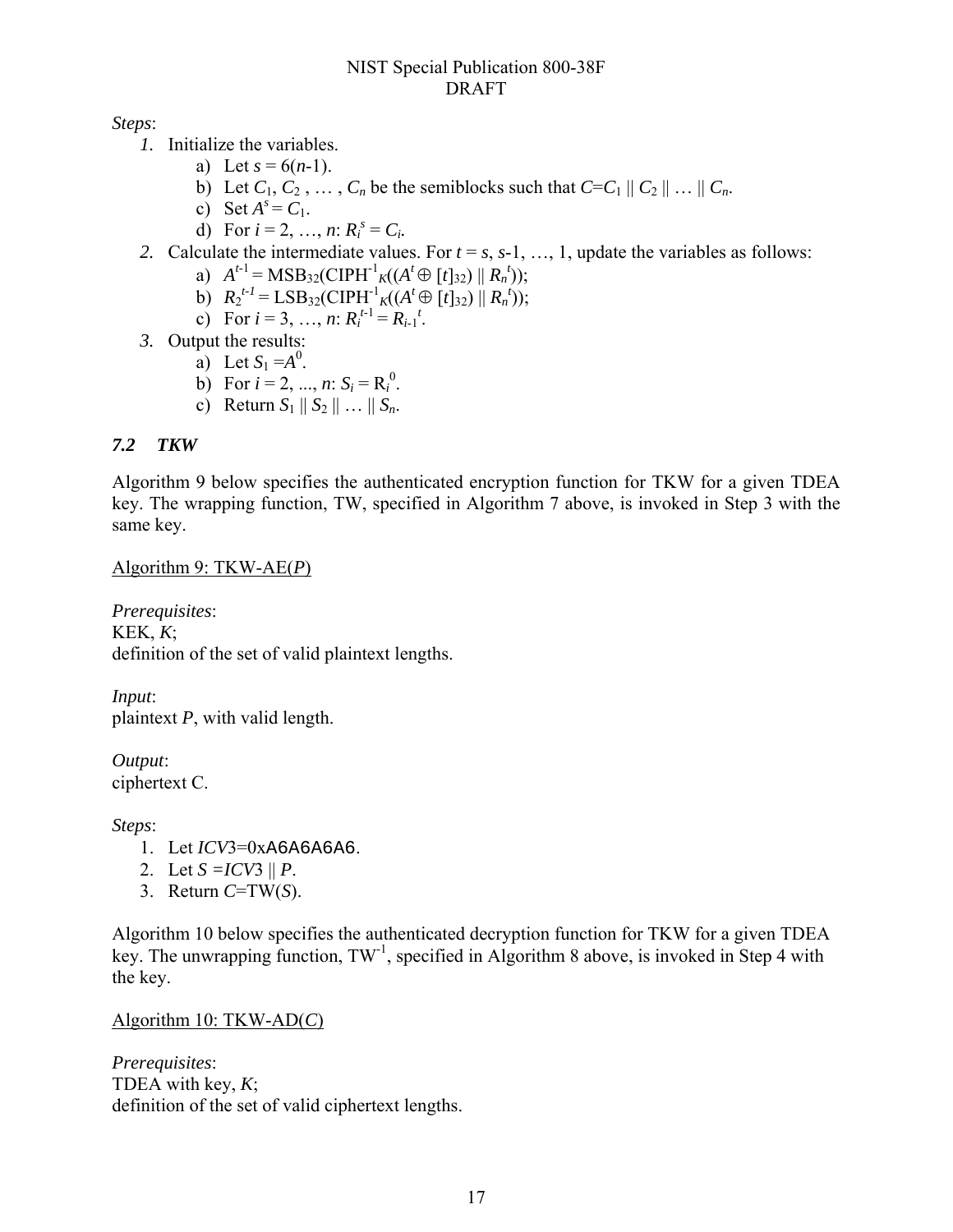*Steps*:

1. Initialize the variables.
   a) Let $s = 6(n-1)$.
   b) Let $C_1, C_2, \ldots, C_n$ be the semiblocks such that $C = C_1 \| C_2 \| \ldots \| C_n$.
   c) Set $A^s = C_1$.
   d) For $i = 2, \ldots, n$: $R_i^s = C_i$.
2. Calculate the intermediate values. For $t = s, s-1, \ldots, 1$, update the variables as follows:
   a) $A^{t-1} = \text{MSB}_{32}(\text{CIPH}^{-1}_K((A^t \oplus [t]_{32}) \| R_n^t))$;
   b) $R_2^{t-1} = \text{LSB}_{32}(\text{CIPH}^{-1}_K((A^t \oplus [t]_{32}) \| R_n^t))$;
   c) For $i = 3, \ldots, n$: $R_i^{t-1} = R_{i-1}^t$.
3. Output the results:
   a) Let $S_1 = A^0$.
   b) For $i = 2, \ldots, n$: $S_i = R_i^0$.
   c) Return $S_1 \| S_2 \| \ldots \| S_n$.

### *7.2 TKW*

Algorithm 9 below specifies the authenticated encryption function for TKW for a given TDEA key. The wrapping function, TW, specified in Algorithm 7 above, is invoked in Step 3 with the same key.

Algorithm 9: TKW-AE(*P*)

*Prerequisites*:
KEK, *K*;
definition of the set of valid plaintext lengths.

*Input*:
plaintext *P*, with valid length.

*Output*:
ciphertext C.

*Steps*:

1. Let *ICV*3=0xA6A6A6A6.
2. Let $S = ICV3 \| P$.
3. Return *C*=TW(*S*).

Algorithm 10 below specifies the authenticated decryption function for TKW for a given TDEA key. The unwrapping function, $\text{TW}^{-1}$, specified in Algorithm 8 above, is invoked in Step 4 with the key.

Algorithm 10: TKW-AD(*C*)

*Prerequisites*:
TDEA with key, *K*;
definition of the set of valid ciphertext lengths.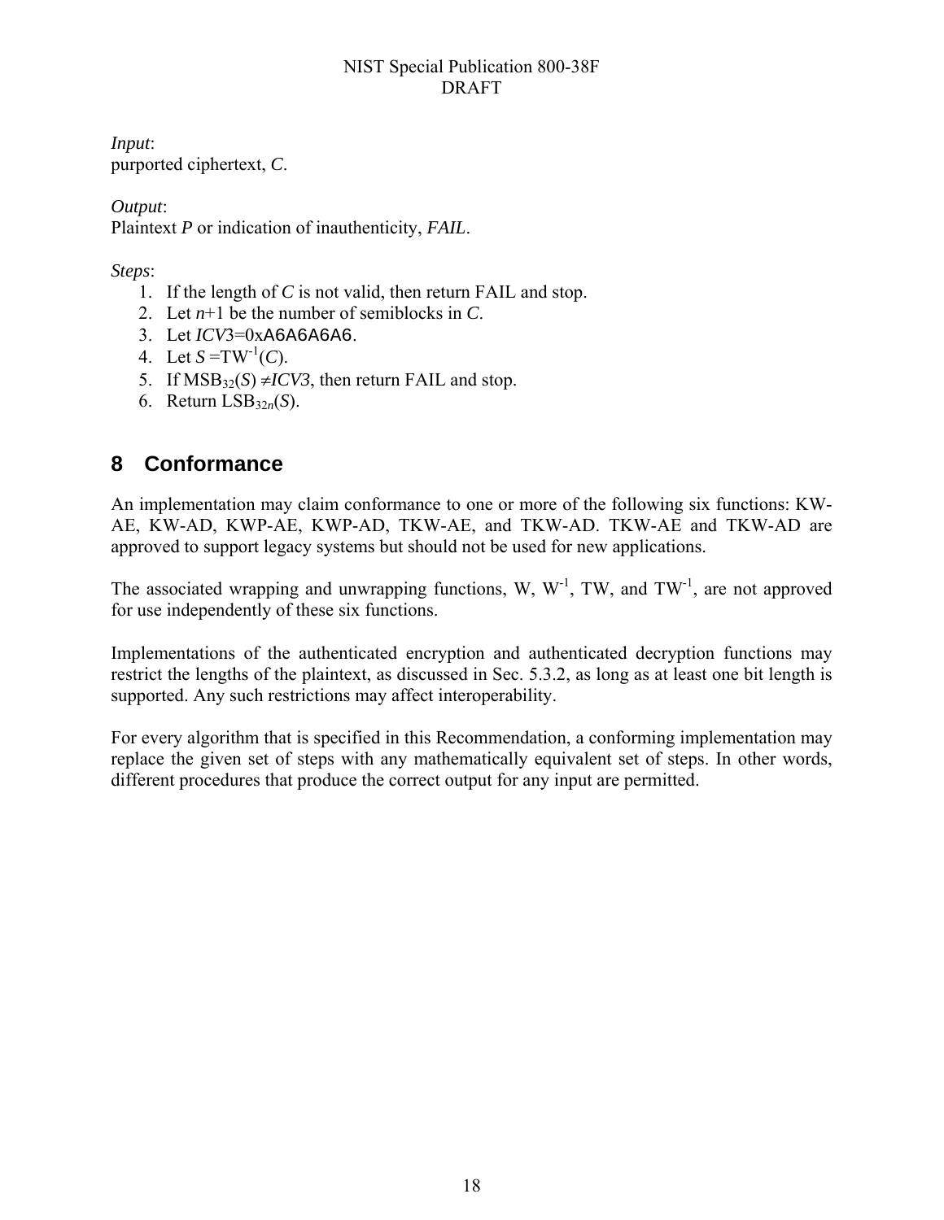*Input*:
purported ciphertext, *C*.

*Output*:
Plaintext *P* or indication of inauthenticity, *FAIL*.

*Steps*:

1. If the length of *C* is not valid, then return FAIL and stop.
2. Let $n$+1 be the number of semiblocks in *C*.
3. Let $ICV3$=0xA6A6A6A6.
4. Let $S = \mathrm{TW}^{-1}(C)$.
5. If $\mathrm{MSB}_{32}(S) \neq ICV3$, then return FAIL and stop.
6. Return $\mathrm{LSB}_{32n}(S)$.

## 8 Conformance

An implementation may claim conformance to one or more of the following six functions: KW-AE, KW-AD, KWP-AE, KWP-AD, TKW-AE, and TKW-AD. TKW-AE and TKW-AD are approved to support legacy systems but should not be used for new applications.

The associated wrapping and unwrapping functions, W, $\mathrm{W}^{-1}$, TW, and $\mathrm{TW}^{-1}$, are not approved for use independently of these six functions.

Implementations of the authenticated encryption and authenticated decryption functions may restrict the lengths of the plaintext, as discussed in Sec. 5.3.2, as long as at least one bit length is supported. Any such restrictions may affect interoperability.

For every algorithm that is specified in this Recommendation, a conforming implementation may replace the given set of steps with any mathematically equivalent set of steps. In other words, different procedures that produce the correct output for any input are permitted.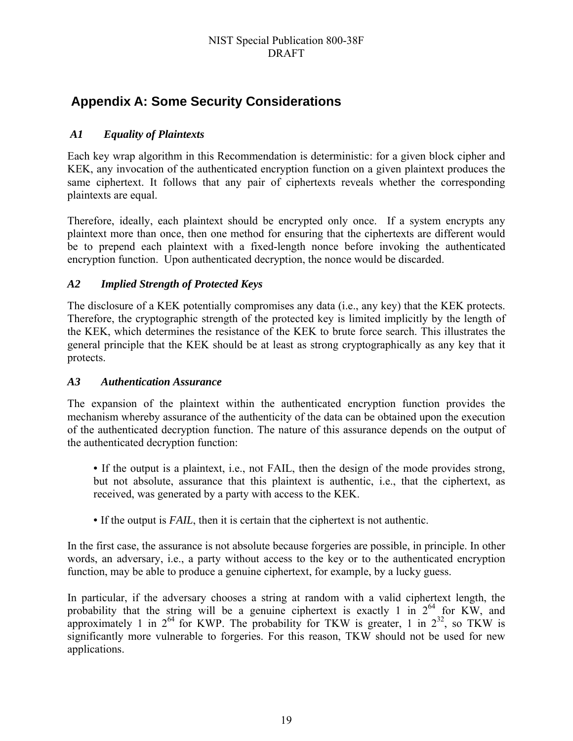# Appendix A: Some Security Considerations

## A1 *Equality of Plaintexts*

Each key wrap algorithm in this Recommendation is deterministic: for a given block cipher and KEK, any invocation of the authenticated encryption function on a given plaintext produces the same ciphertext. It follows that any pair of ciphertexts reveals whether the corresponding plaintexts are equal.

Therefore, ideally, each plaintext should be encrypted only once. If a system encrypts any plaintext more than once, then one method for ensuring that the ciphertexts are different would be to prepend each plaintext with a fixed-length nonce before invoking the authenticated encryption function. Upon authenticated decryption, the nonce would be discarded.

## A2 *Implied Strength of Protected Keys*

The disclosure of a KEK potentially compromises any data (i.e., any key) that the KEK protects. Therefore, the cryptographic strength of the protected key is limited implicitly by the length of the KEK, which determines the resistance of the KEK to brute force search. This illustrates the general principle that the KEK should be at least as strong cryptographically as any key that it protects.

## A3 *Authentication Assurance*

The expansion of the plaintext within the authenticated encryption function provides the mechanism whereby assurance of the authenticity of the data can be obtained upon the execution of the authenticated decryption function. The nature of this assurance depends on the output of the authenticated decryption function:

- If the output is a plaintext, i.e., not FAIL, then the design of the mode provides strong, but not absolute, assurance that this plaintext is authentic, i.e., that the ciphertext, as received, was generated by a party with access to the KEK.

- If the output is *FAIL*, then it is certain that the ciphertext is not authentic.

In the first case, the assurance is not absolute because forgeries are possible, in principle. In other words, an adversary, i.e., a party without access to the key or to the authenticated encryption function, may be able to produce a genuine ciphertext, for example, by a lucky guess.

In particular, if the adversary chooses a string at random with a valid ciphertext length, the probability that the string will be a genuine ciphertext is exactly 1 in $2^{64}$ for KW, and approximately 1 in $2^{64}$ for KWP. The probability for TKW is greater, 1 in $2^{32}$, so TKW is significantly more vulnerable to forgeries. For this reason, TKW should not be used for new applications.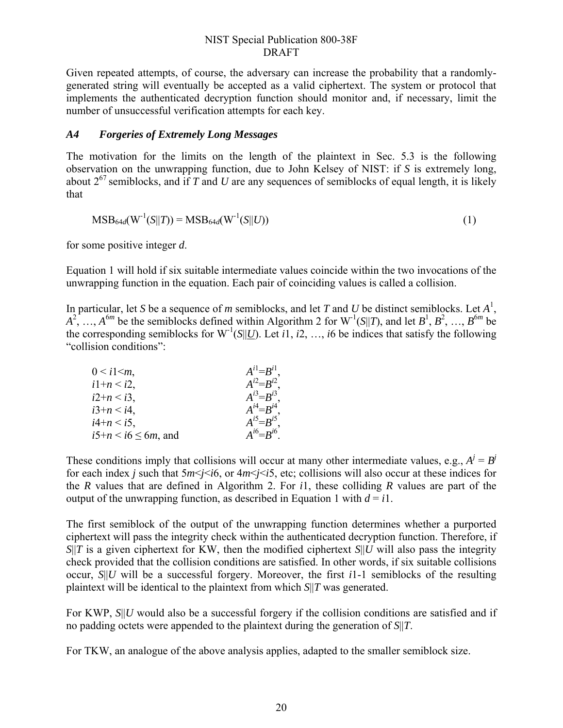Given repeated attempts, of course, the adversary can increase the probability that a randomly-generated string will eventually be accepted as a valid ciphertext. The system or protocol that implements the authenticated decryption function should monitor and, if necessary, limit the number of unsuccessful verification attempts for each key.

### *A4 Forgeries of Extremely Long Messages*

The motivation for the limits on the length of the plaintext in Sec. 5.3 is the following observation on the unwrapping function, due to John Kelsey of NIST: if *S* is extremely long, about $2^{67}$ semiblocks, and if *T* and *U* are any sequences of semiblocks of equal length, it is likely that

$$\text{MSB}_{64d}(\text{W}^{-1}(S||T)) = \text{MSB}_{64d}(\text{W}^{-1}(S||U)) \qquad (1)$$

for some positive integer *d*.

Equation 1 will hold if six suitable intermediate values coincide within the two invocations of the unwrapping function in the equation. Each pair of coinciding values is called a collision.

In particular, let *S* be a sequence of *m* semiblocks, and let *T* and *U* be distinct semiblocks. Let $A^1$, $A^2$, …, $A^{6m}$ be the semiblocks defined within Algorithm 2 for $\text{W}^{-1}(S||T)$, and let $B^1$, $B^2$, …, $B^{6m}$ be the corresponding semiblocks for $\text{W}^{-1}(S||U)$. Let $i1$, $i2$, …, $i6$ be indices that satisfy the following "collision conditions":

| | |
|---|---|
| $0 < i1 < m$, | $A^{i1}=B^{i1}$, |
| $i1+n < i2$, | $A^{i2}=B^{i2}$, |
| $i2+n < i3$, | $A^{i3}=B^{i3}$, |
| $i3+n < i4$, | $A^{i4}=B^{i4}$, |
| $i4+n < i5$, | $A^{i5}=B^{i5}$, |
| $i5+n < i6 \leq 6m$, and | $A^{i6}=B^{i6}$. |

These conditions imply that collisions will occur at many other intermediate values, e.g., $A^j = B^j$ for each index *j* such that $5m<j<i6$, or $4m<j<i5$, etc; collisions will also occur at these indices for the *R* values that are defined in Algorithm 2. For $i1$, these colliding *R* values are part of the output of the unwrapping function, as described in Equation 1 with $d = i1$.

The first semiblock of the output of the unwrapping function determines whether a purported ciphertext will pass the integrity check within the authenticated decryption function. Therefore, if $S||T$ is a given ciphertext for KW, then the modified ciphertext $S||U$ will also pass the integrity check provided that the collision conditions are satisfied. In other words, if six suitable collisions occur, $S||U$ will be a successful forgery. Moreover, the first $i1$-1 semiblocks of the resulting plaintext will be identical to the plaintext from which $S||T$ was generated.

For KWP, $S||U$ would also be a successful forgery if the collision conditions are satisfied and if no padding octets were appended to the plaintext during the generation of $S||T$.

For TKW, an analogue of the above analysis applies, adapted to the smaller semiblock size.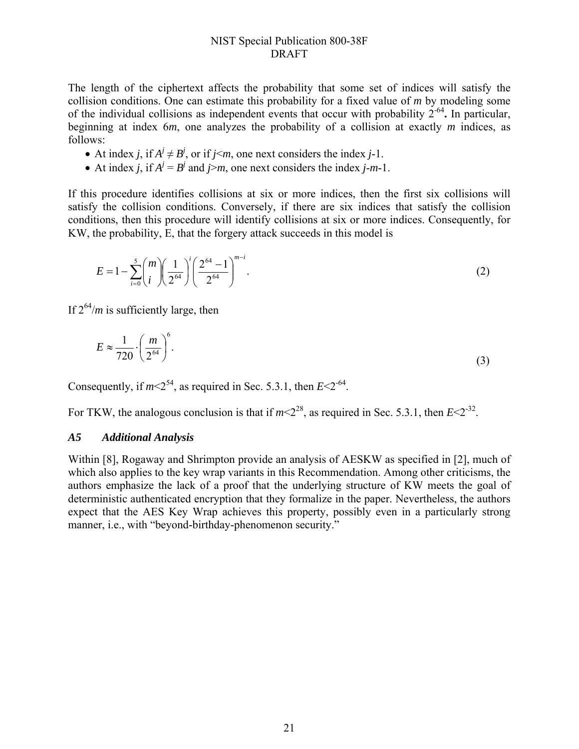The length of the ciphertext affects the probability that some set of indices will satisfy the collision conditions. One can estimate this probability for a fixed value of $m$ by modeling some of the individual collisions as independent events that occur with probability $2^{-64}$**.** In particular, beginning at index $6m$, one analyzes the probability of a collision at exactly $m$ indices, as follows:

- At index $j$, if $A^j \neq B^j$, or if $j<m$, one next considers the index $j$-1.
- At index $j$, if $A^j = B^j$ and $j>m$, one next considers the index $j$-$m$-1.

If this procedure identifies collisions at six or more indices, then the first six collisions will satisfy the collision conditions. Conversely, if there are six indices that satisfy the collision conditions, then this procedure will identify collisions at six or more indices. Consequently, for KW, the probability, E, that the forgery attack succeeds in this model is

$$E = 1 - \sum_{i=0}^{5} \binom{m}{i} \left(\frac{1}{2^{64}}\right)^{i} \left(\frac{2^{64}-1}{2^{64}}\right)^{m-i}. \tag{2}$$

If $2^{64}/m$ is sufficiently large, then

$$E \approx \frac{1}{720} \cdot \left(\frac{m}{2^{64}}\right)^{6}. \tag{3}$$

Consequently, if $m<2^{54}$, as required in Sec. 5.3.1, then $E<2^{-64}$.

For TKW, the analogous conclusion is that if $m<2^{28}$, as required in Sec. 5.3.1, then $E<2^{-32}$.

### *A5 Additional Analysis*

Within [8], Rogaway and Shrimpton provide an analysis of AESKW as specified in [2], much of which also applies to the key wrap variants in this Recommendation. Among other criticisms, the authors emphasize the lack of a proof that the underlying structure of KW meets the goal of deterministic authenticated encryption that they formalize in the paper. Nevertheless, the authors expect that the AES Key Wrap achieves this property, possibly even in a particularly strong manner, i.e., with "beyond-birthday-phenomenon security."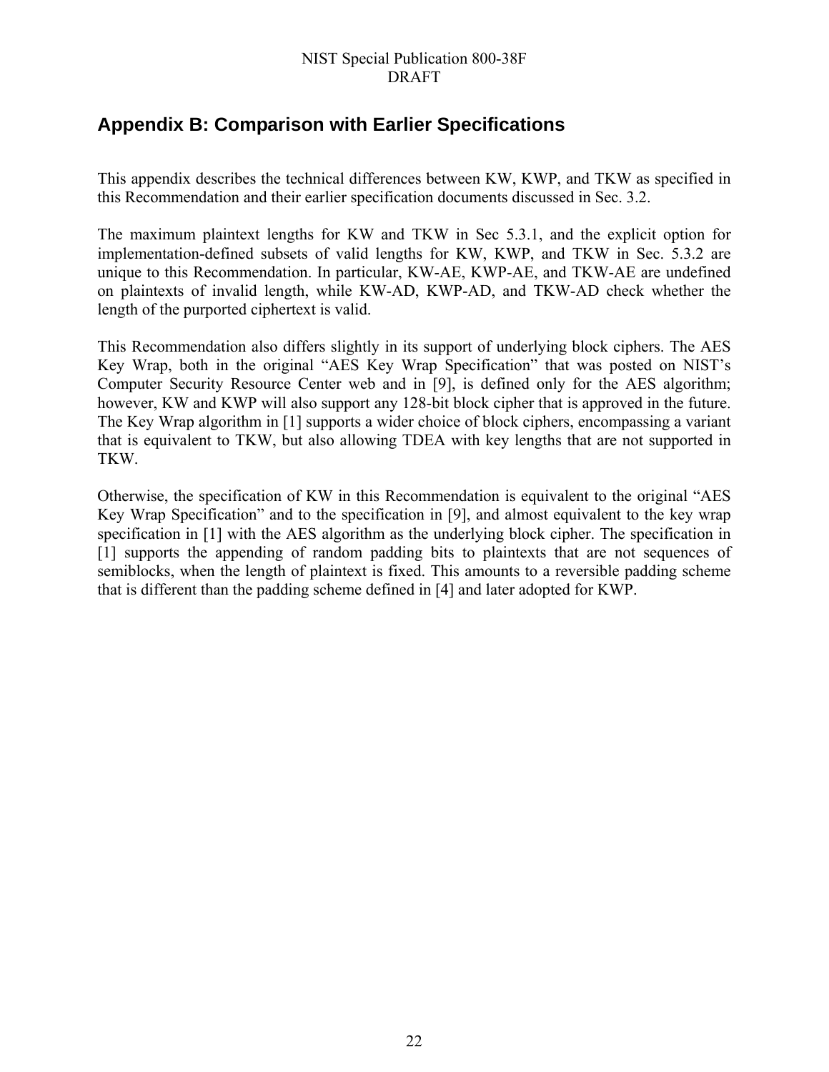## Appendix B: Comparison with Earlier Specifications

This appendix describes the technical differences between KW, KWP, and TKW as specified in this Recommendation and their earlier specification documents discussed in Sec. 3.2.

The maximum plaintext lengths for KW and TKW in Sec 5.3.1, and the explicit option for implementation-defined subsets of valid lengths for KW, KWP, and TKW in Sec. 5.3.2 are unique to this Recommendation. In particular, KW-AE, KWP-AE, and TKW-AE are undefined on plaintexts of invalid length, while KW-AD, KWP-AD, and TKW-AD check whether the length of the purported ciphertext is valid.

This Recommendation also differs slightly in its support of underlying block ciphers. The AES Key Wrap, both in the original "AES Key Wrap Specification" that was posted on NIST's Computer Security Resource Center web and in [9], is defined only for the AES algorithm; however, KW and KWP will also support any 128-bit block cipher that is approved in the future. The Key Wrap algorithm in [1] supports a wider choice of block ciphers, encompassing a variant that is equivalent to TKW, but also allowing TDEA with key lengths that are not supported in TKW.

Otherwise, the specification of KW in this Recommendation is equivalent to the original "AES Key Wrap Specification" and to the specification in [9], and almost equivalent to the key wrap specification in [1] with the AES algorithm as the underlying block cipher. The specification in [1] supports the appending of random padding bits to plaintexts that are not sequences of semiblocks, when the length of plaintext is fixed. This amounts to a reversible padding scheme that is different than the padding scheme defined in [4] and later adopted for KWP.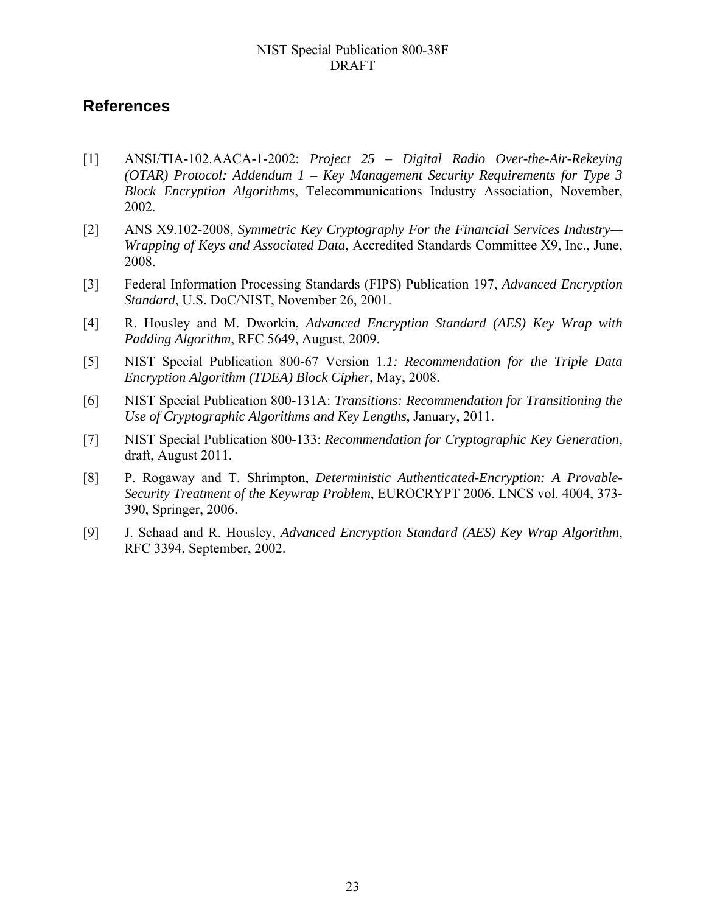## References

[1] ANSI/TIA-102.AACA-1-2002: *Project 25 – Digital Radio Over-the-Air-Rekeying (OTAR) Protocol: Addendum 1 – Key Management Security Requirements for Type 3 Block Encryption Algorithms*, Telecommunications Industry Association, November, 2002.

[2] ANS X9.102-2008, *Symmetric Key Cryptography For the Financial Services Industry—Wrapping of Keys and Associated Data*, Accredited Standards Committee X9, Inc., June, 2008.

[3] Federal Information Processing Standards (FIPS) Publication 197, *Advanced Encryption Standard*, U.S. DoC/NIST, November 26, 2001.

[4] R. Housley and M. Dworkin, *Advanced Encryption Standard (AES) Key Wrap with Padding Algorithm*, RFC 5649, August, 2009.

[5] NIST Special Publication 800-67 Version 1.*1: Recommendation for the Triple Data Encryption Algorithm (TDEA) Block Cipher*, May, 2008.

[6] NIST Special Publication 800-131A: *Transitions: Recommendation for Transitioning the Use of Cryptographic Algorithms and Key Lengths*, January, 2011.

[7] NIST Special Publication 800-133: *Recommendation for Cryptographic Key Generation*, draft, August 2011.

[8] P. Rogaway and T. Shrimpton, *Deterministic Authenticated-Encryption: A Provable-Security Treatment of the Keywrap Problem*, EUROCRYPT 2006. LNCS vol. 4004, 373-390, Springer, 2006.

[9] J. Schaad and R. Housley, *Advanced Encryption Standard (AES) Key Wrap Algorithm*, RFC 3394, September, 2002.